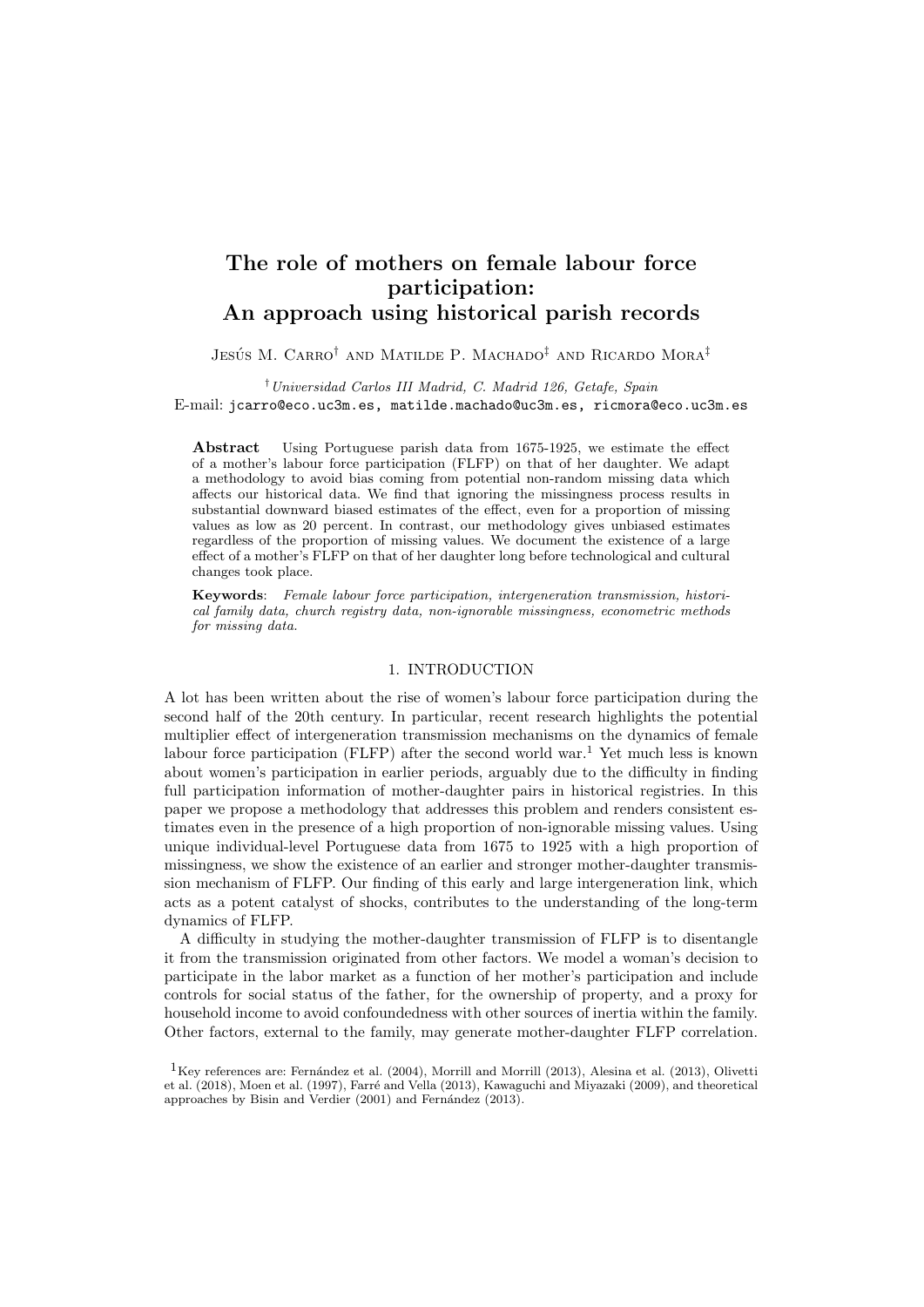# The role of mothers on female labour force participation: An approach using historical parish records

Jesús M. Carro[†] and Matilde P. Machado[‡] and Ricardo Mora[‡]

[†] *Universidad Carlos III Madrid, C. Madrid 126, Getafe, Spain*
E-mail: jcarro@eco.uc3m.es, matilde.machado@uc3m.es, ricmora@eco.uc3m.es

**Abstract** Using Portuguese parish data from 1675-1925, we estimate the effect of a mother's labour force participation (FLFP) on that of her daughter. We adapt a methodology to avoid bias coming from potential non-random missing data which affects our historical data. We find that ignoring the missingness process results in substantial downward biased estimates of the effect, even for a proportion of missing values as low as 20 percent. In contrast, our methodology gives unbiased estimates regardless of the proportion of missing values. We document the existence of a large effect of a mother's FLFP on that of her daughter long before technological and cultural changes took place.

**Keywords**: *Female labour force participation, intergeneration transmission, historical family data, church registry data, non-ignorable missingness, econometric methods for missing data.*

## 1. INTRODUCTION

A lot has been written about the rise of women's labour force participation during the second half of the 20th century. In particular, recent research highlights the potential multiplier effect of intergeneration transmission mechanisms on the dynamics of female labour force participation (FLFP) after the second world war.[1] Yet much less is known about women's participation in earlier periods, arguably due to the difficulty in finding full participation information of mother-daughter pairs in historical registries. In this paper we propose a methodology that addresses this problem and renders consistent estimates even in the presence of a high proportion of non-ignorable missing values. Using unique individual-level Portuguese data from 1675 to 1925 with a high proportion of missingness, we show the existence of an earlier and stronger mother-daughter transmission mechanism of FLFP. Our finding of this early and large intergeneration link, which acts as a potent catalyst of shocks, contributes to the understanding of the long-term dynamics of FLFP.

A difficulty in studying the mother-daughter transmission of FLFP is to disentangle it from the transmission originated from other factors. We model a woman's decision to participate in the labor market as a function of her mother's participation and include controls for social status of the father, for the ownership of property, and a proxy for household income to avoid confoundedness with other sources of inertia within the family. Other factors, external to the family, may generate mother-daughter FLFP correlation.

[1] Key references are: Fernández et al. (2004), Morrill and Morrill (2013), Alesina et al. (2013), Olivetti et al. (2018), Moen et al. (1997), Farré and Vella (2013), Kawaguchi and Miyazaki (2009), and theoretical approaches by Bisin and Verdier (2001) and Fernández (2013).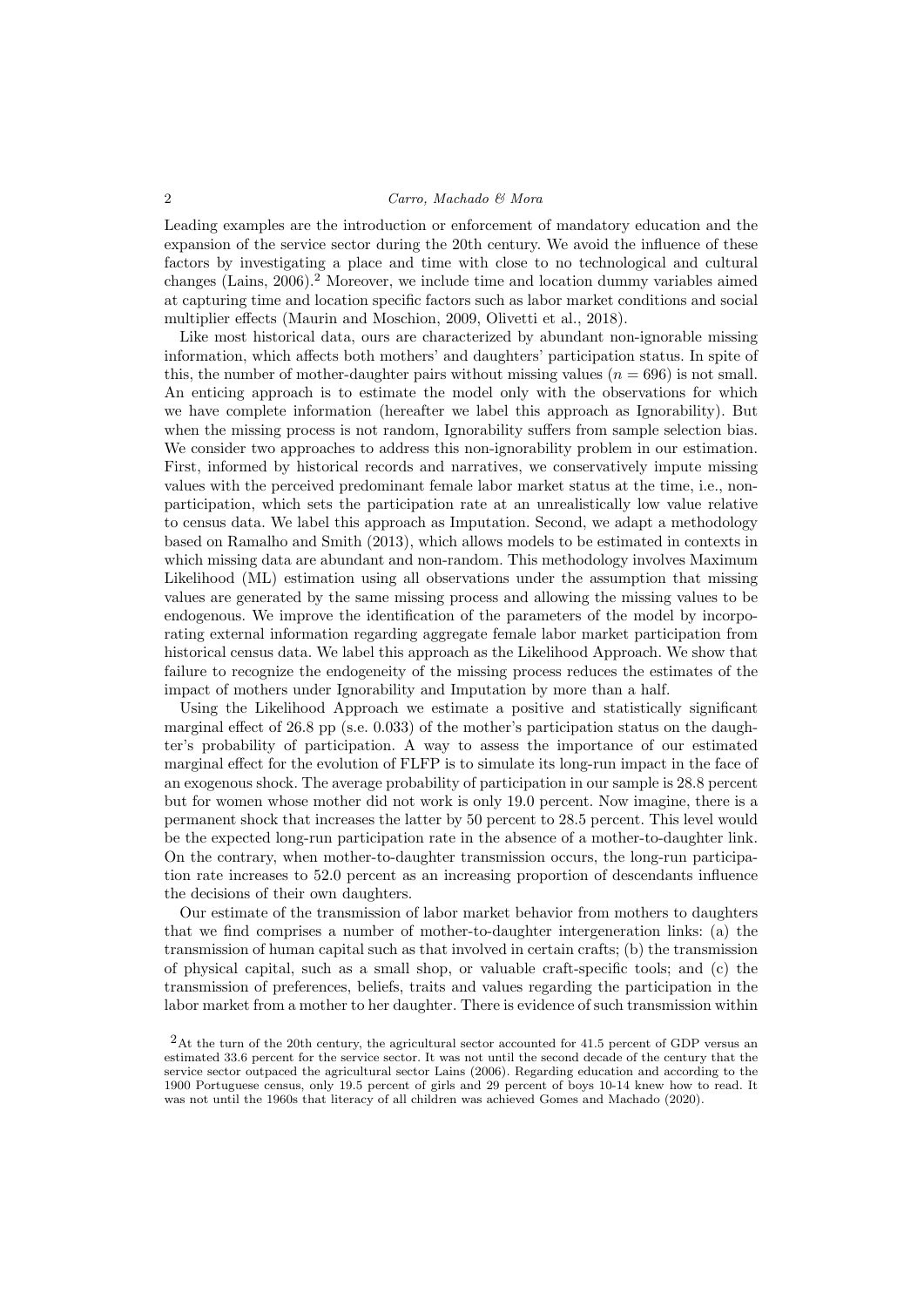Leading examples are the introduction or enforcement of mandatory education and the expansion of the service sector during the 20th century. We avoid the influence of these factors by investigating a place and time with close to no technological and cultural changes (Lains, 2006).[2] Moreover, we include time and location dummy variables aimed at capturing time and location specific factors such as labor market conditions and social multiplier effects (Maurin and Moschion, 2009, Olivetti et al., 2018).

Like most historical data, ours are characterized by abundant non-ignorable missing information, which affects both mothers' and daughters' participation status. In spite of this, the number of mother-daughter pairs without missing values ($n = 696$) is not small. An enticing approach is to estimate the model only with the observations for which we have complete information (hereafter we label this approach as Ignorability). But when the missing process is not random, Ignorability suffers from sample selection bias. We consider two approaches to address this non-ignorability problem in our estimation. First, informed by historical records and narratives, we conservatively impute missing values with the perceived predominant female labor market status at the time, i.e., non-participation, which sets the participation rate at an unrealistically low value relative to census data. We label this approach as Imputation. Second, we adapt a methodology based on Ramalho and Smith (2013), which allows models to be estimated in contexts in which missing data are abundant and non-random. This methodology involves Maximum Likelihood (ML) estimation using all observations under the assumption that missing values are generated by the same missing process and allowing the missing values to be endogenous. We improve the identification of the parameters of the model by incorporating external information regarding aggregate female labor market participation from historical census data. We label this approach as the Likelihood Approach. We show that failure to recognize the endogeneity of the missing process reduces the estimates of the impact of mothers under Ignorability and Imputation by more than a half.

Using the Likelihood Approach we estimate a positive and statistically significant marginal effect of 26.8 pp (s.e. 0.033) of the mother's participation status on the daughter's probability of participation. A way to assess the importance of our estimated marginal effect for the evolution of FLFP is to simulate its long-run impact in the face of an exogenous shock. The average probability of participation in our sample is 28.8 percent but for women whose mother did not work is only 19.0 percent. Now imagine, there is a permanent shock that increases the latter by 50 percent to 28.5 percent. This level would be the expected long-run participation rate in the absence of a mother-to-daughter link. On the contrary, when mother-to-daughter transmission occurs, the long-run participation rate increases to 52.0 percent as an increasing proportion of descendants influence the decisions of their own daughters.

Our estimate of the transmission of labor market behavior from mothers to daughters that we find comprises a number of mother-to-daughter intergeneration links: (a) the transmission of human capital such as that involved in certain crafts; (b) the transmission of physical capital, such as a small shop, or valuable craft-specific tools; and (c) the transmission of preferences, beliefs, traits and values regarding the participation in the labor market from a mother to her daughter. There is evidence of such transmission within

[2] At the turn of the 20th century, the agricultural sector accounted for 41.5 percent of GDP versus an estimated 33.6 percent for the service sector. It was not until the second decade of the century that the service sector outpaced the agricultural sector Lains (2006). Regarding education and according to the 1900 Portuguese census, only 19.5 percent of girls and 29 percent of boys 10-14 knew how to read. It was not until the 1960s that literacy of all children was achieved Gomes and Machado (2020).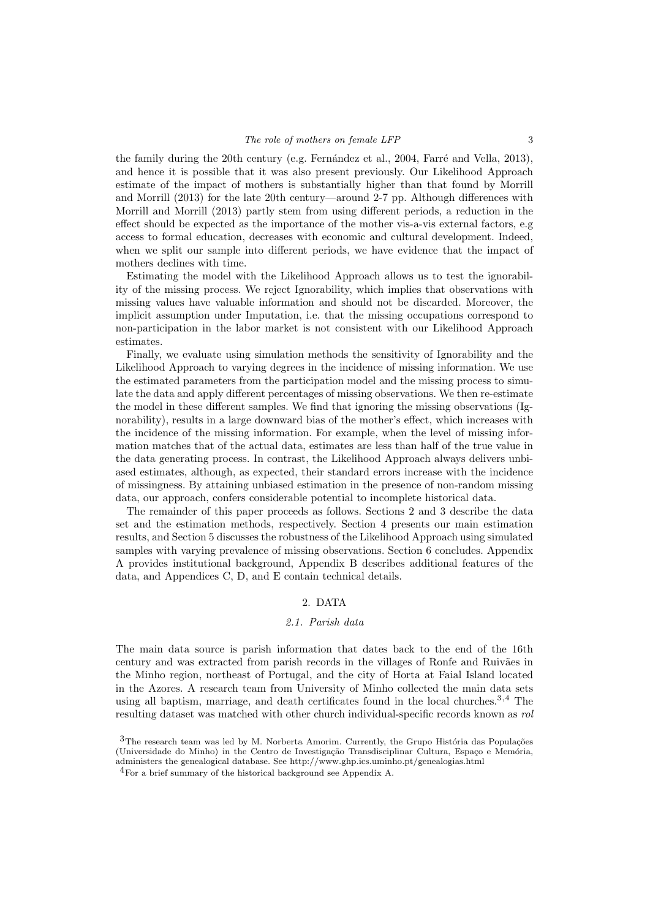the family during the 20th century (e.g. Fernández et al., 2004, Farré and Vella, 2013), and hence it is possible that it was also present previously. Our Likelihood Approach estimate of the impact of mothers is substantially higher than that found by Morrill and Morrill (2013) for the late 20th century—around 2-7 pp. Although differences with Morrill and Morrill (2013) partly stem from using different periods, a reduction in the effect should be expected as the importance of the mother vis-a-vis external factors, e.g access to formal education, decreases with economic and cultural development. Indeed, when we split our sample into different periods, we have evidence that the impact of mothers declines with time.

Estimating the model with the Likelihood Approach allows us to test the ignorability of the missing process. We reject Ignorability, which implies that observations with missing values have valuable information and should not be discarded. Moreover, the implicit assumption under Imputation, i.e. that the missing occupations correspond to non-participation in the labor market is not consistent with our Likelihood Approach estimates.

Finally, we evaluate using simulation methods the sensitivity of Ignorability and the Likelihood Approach to varying degrees in the incidence of missing information. We use the estimated parameters from the participation model and the missing process to simulate the data and apply different percentages of missing observations. We then re-estimate the model in these different samples. We find that ignoring the missing observations (Ignorability), results in a large downward bias of the mother's effect, which increases with the incidence of the missing information. For example, when the level of missing information matches that of the actual data, estimates are less than half of the true value in the data generating process. In contrast, the Likelihood Approach always delivers unbiased estimates, although, as expected, their standard errors increase with the incidence of missingness. By attaining unbiased estimation in the presence of non-random missing data, our approach, confers considerable potential to incomplete historical data.

The remainder of this paper proceeds as follows. Sections 2 and 3 describe the data set and the estimation methods, respectively. Section 4 presents our main estimation results, and Section 5 discusses the robustness of the Likelihood Approach using simulated samples with varying prevalence of missing observations. Section 6 concludes. Appendix A provides institutional background, Appendix B describes additional features of the data, and Appendices C, D, and E contain technical details.

## 2. DATA

### *2.1. Parish data*

The main data source is parish information that dates back to the end of the 16th century and was extracted from parish records in the villages of Ronfe and Ruivães in the Minho region, northeast of Portugal, and the city of Horta at Faial Island located in the Azores. A research team from University of Minho collected the main data sets using all baptism, marriage, and death certificates found in the local churches.[3,4] The resulting dataset was matched with other church individual-specific records known as *rol*

[3]The research team was led by M. Norberta Amorim. Currently, the Grupo História das Populações (Universidade do Minho) in the Centro de Investigação Transdisciplinar Cultura, Espaço e Memória, administers the genealogical database. See http://www.ghp.ics.uminho.pt/genealogias.html

[4]For a brief summary of the historical background see Appendix A.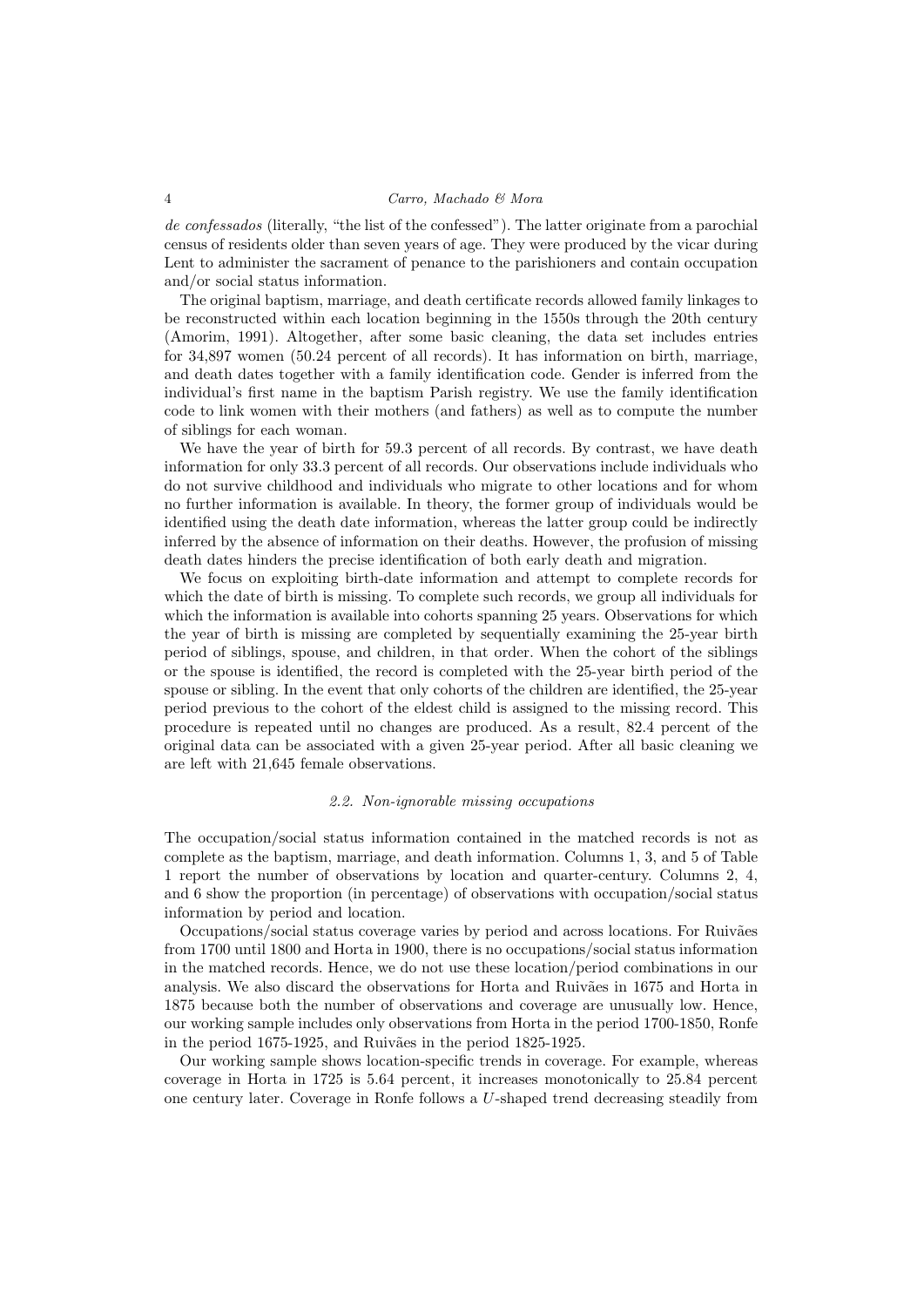*de confessados* (literally, "the list of the confessed"). The latter originate from a parochial census of residents older than seven years of age. They were produced by the vicar during Lent to administer the sacrament of penance to the parishioners and contain occupation and/or social status information.

The original baptism, marriage, and death certificate records allowed family linkages to be reconstructed within each location beginning in the 1550s through the 20th century (Amorim, 1991). Altogether, after some basic cleaning, the data set includes entries for 34,897 women (50.24 percent of all records). It has information on birth, marriage, and death dates together with a family identification code. Gender is inferred from the individual's first name in the baptism Parish registry. We use the family identification code to link women with their mothers (and fathers) as well as to compute the number of siblings for each woman.

We have the year of birth for 59.3 percent of all records. By contrast, we have death information for only 33.3 percent of all records. Our observations include individuals who do not survive childhood and individuals who migrate to other locations and for whom no further information is available. In theory, the former group of individuals would be identified using the death date information, whereas the latter group could be indirectly inferred by the absence of information on their deaths. However, the profusion of missing death dates hinders the precise identification of both early death and migration.

We focus on exploiting birth-date information and attempt to complete records for which the date of birth is missing. To complete such records, we group all individuals for which the information is available into cohorts spanning 25 years. Observations for which the year of birth is missing are completed by sequentially examining the 25-year birth period of siblings, spouse, and children, in that order. When the cohort of the siblings or the spouse is identified, the record is completed with the 25-year birth period of the spouse or sibling. In the event that only cohorts of the children are identified, the 25-year period previous to the cohort of the eldest child is assigned to the missing record. This procedure is repeated until no changes are produced. As a result, 82.4 percent of the original data can be associated with a given 25-year period. After all basic cleaning we are left with 21,645 female observations.

### 2.2. Non-ignorable missing occupations

The occupation/social status information contained in the matched records is not as complete as the baptism, marriage, and death information. Columns 1, 3, and 5 of Table 1 report the number of observations by location and quarter-century. Columns 2, 4, and 6 show the proportion (in percentage) of observations with occupation/social status information by period and location.

Occupations/social status coverage varies by period and across locations. For Ruivães from 1700 until 1800 and Horta in 1900, there is no occupations/social status information in the matched records. Hence, we do not use these location/period combinations in our analysis. We also discard the observations for Horta and Ruivães in 1675 and Horta in 1875 because both the number of observations and coverage are unusually low. Hence, our working sample includes only observations from Horta in the period 1700-1850, Ronfe in the period 1675-1925, and Ruivães in the period 1825-1925.

Our working sample shows location-specific trends in coverage. For example, whereas coverage in Horta in 1725 is 5.64 percent, it increases monotonically to 25.84 percent one century later. Coverage in Ronfe follows a *U*-shaped trend decreasing steadily from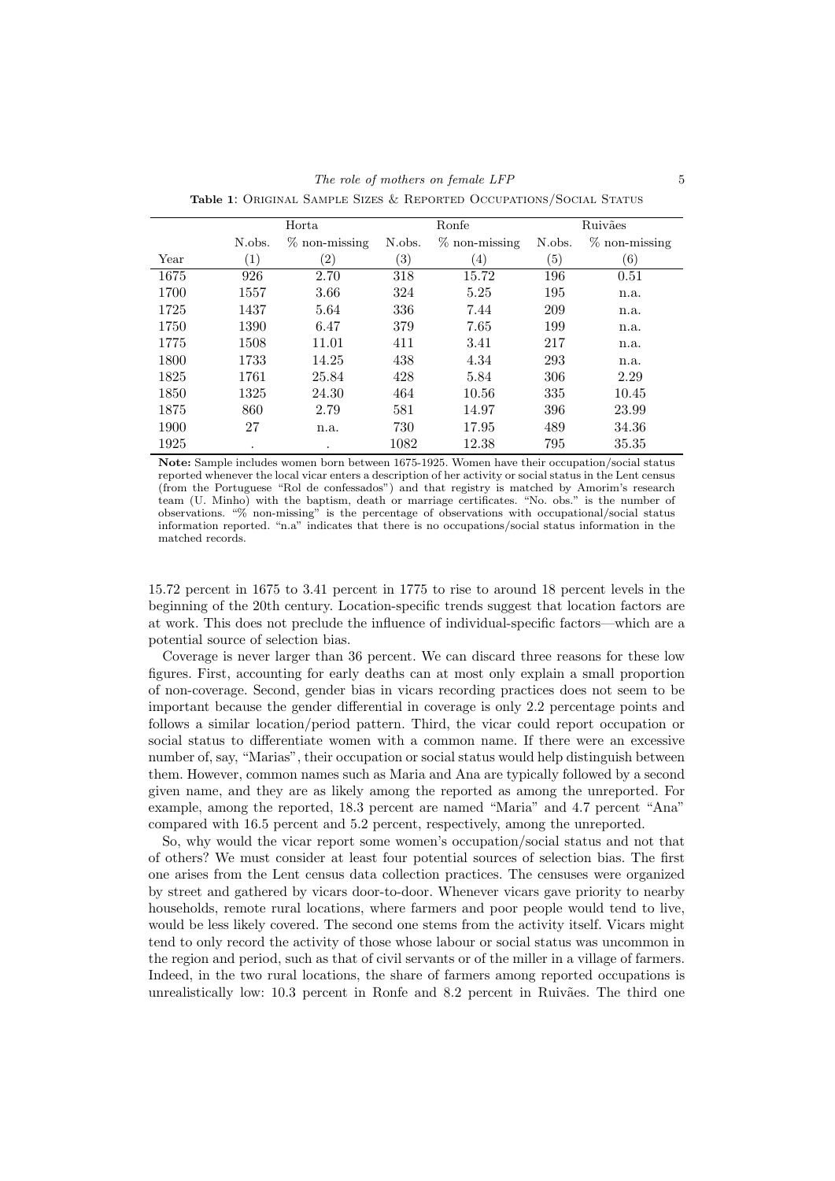**Table 1**: Original Sample Sizes & Reported Occupations/Social Status

| | Horta | | Ronfe | | Ruivães | |
|---|---|---|---|---|---|---|
| | N.obs. | % non-missing | N.obs. | % non-missing | N.obs. | % non-missing |
| Year | (1) | (2) | (3) | (4) | (5) | (6) |
| 1675 | 926 | 2.70 | 318 | 15.72 | 196 | 0.51 |
| 1700 | 1557 | 3.66 | 324 | 5.25 | 195 | n.a. |
| 1725 | 1437 | 5.64 | 336 | 7.44 | 209 | n.a. |
| 1750 | 1390 | 6.47 | 379 | 7.65 | 199 | n.a. |
| 1775 | 1508 | 11.01 | 411 | 3.41 | 217 | n.a. |
| 1800 | 1733 | 14.25 | 438 | 4.34 | 293 | n.a. |
| 1825 | 1761 | 25.84 | 428 | 5.84 | 306 | 2.29 |
| 1850 | 1325 | 24.30 | 464 | 10.56 | 335 | 10.45 |
| 1875 | 860 | 2.79 | 581 | 14.97 | 396 | 23.99 |
| 1900 | 27 | n.a. | 730 | 17.95 | 489 | 34.36 |
| 1925 | . | . | 1082 | 12.38 | 795 | 35.35 |

**Note:** Sample includes women born between 1675-1925. Women have their occupation/social status reported whenever the local vicar enters a description of her activity or social status in the Lent census (from the Portuguese "Rol de confessados") and that registry is matched by Amorim's research team (U. Minho) with the baptism, death or marriage certificates. "No. obs." is the number of observations. "% non-missing" is the percentage of observations with occupational/social status information reported. "n.a" indicates that there is no occupations/social status information in the matched records.

15.72 percent in 1675 to 3.41 percent in 1775 to rise to around 18 percent levels in the beginning of the 20th century. Location-specific trends suggest that location factors are at work. This does not preclude the influence of individual-specific factors—which are a potential source of selection bias.

Coverage is never larger than 36 percent. We can discard three reasons for these low figures. First, accounting for early deaths can at most only explain a small proportion of non-coverage. Second, gender bias in vicars recording practices does not seem to be important because the gender differential in coverage is only 2.2 percentage points and follows a similar location/period pattern. Third, the vicar could report occupation or social status to differentiate women with a common name. If there were an excessive number of, say, "Marias", their occupation or social status would help distinguish between them. However, common names such as Maria and Ana are typically followed by a second given name, and they are as likely among the reported as among the unreported. For example, among the reported, 18.3 percent are named "Maria" and 4.7 percent "Ana" compared with 16.5 percent and 5.2 percent, respectively, among the unreported.

So, why would the vicar report some women's occupation/social status and not that of others? We must consider at least four potential sources of selection bias. The first one arises from the Lent census data collection practices. The censuses were organized by street and gathered by vicars door-to-door. Whenever vicars gave priority to nearby households, remote rural locations, where farmers and poor people would tend to live, would be less likely covered. The second one stems from the activity itself. Vicars might tend to only record the activity of those whose labour or social status was uncommon in the region and period, such as that of civil servants or of the miller in a village of farmers. Indeed, in the two rural locations, the share of farmers among reported occupations is unrealistically low: 10.3 percent in Ronfe and 8.2 percent in Ruivães. The third one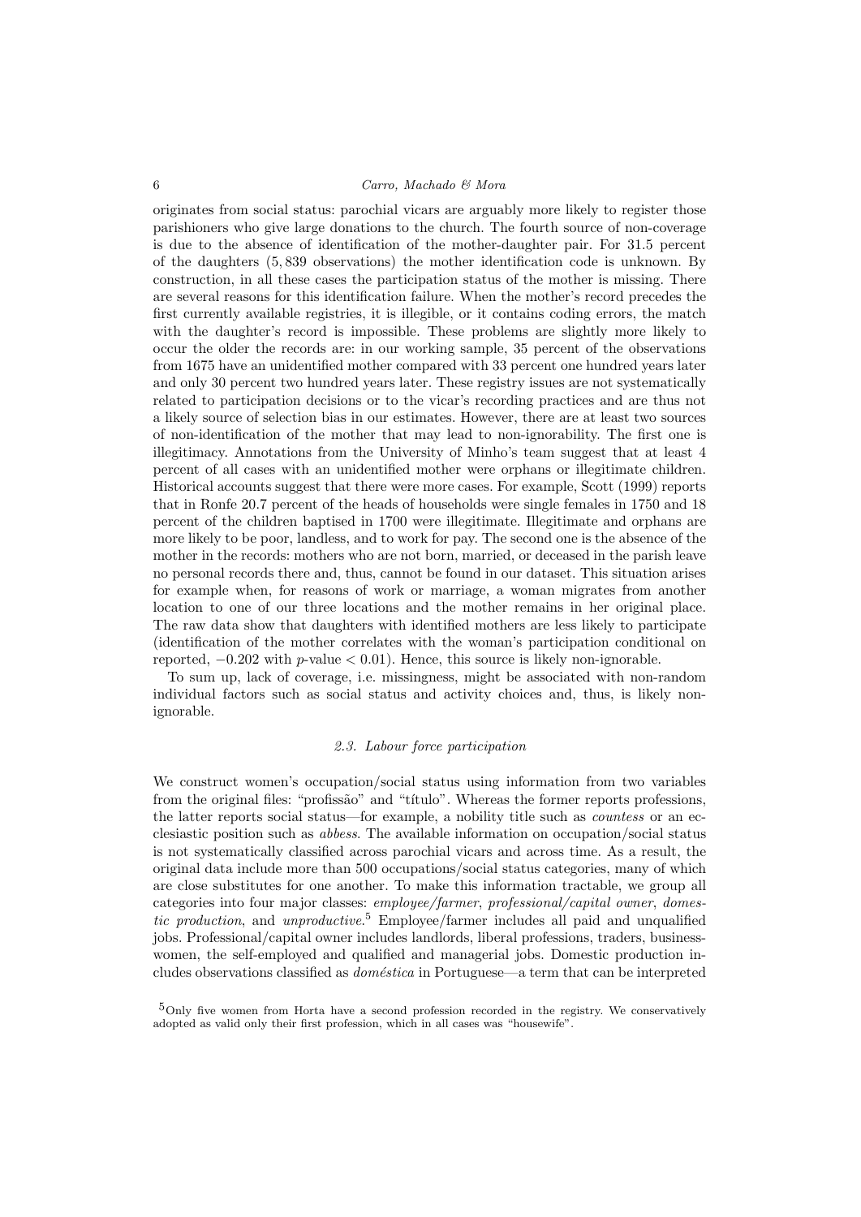originates from social status: parochial vicars are arguably more likely to register those parishioners who give large donations to the church. The fourth source of non-coverage is due to the absence of identification of the mother-daughter pair. For 31.5 percent of the daughters (5,839 observations) the mother identification code is unknown. By construction, in all these cases the participation status of the mother is missing. There are several reasons for this identification failure. When the mother's record precedes the first currently available registries, it is illegible, or it contains coding errors, the match with the daughter's record is impossible. These problems are slightly more likely to occur the older the records are: in our working sample, 35 percent of the observations from 1675 have an unidentified mother compared with 33 percent one hundred years later and only 30 percent two hundred years later. These registry issues are not systematically related to participation decisions or to the vicar's recording practices and are thus not a likely source of selection bias in our estimates. However, there are at least two sources of non-identification of the mother that may lead to non-ignorability. The first one is illegitimacy. Annotations from the University of Minho's team suggest that at least 4 percent of all cases with an unidentified mother were orphans or illegitimate children. Historical accounts suggest that there were more cases. For example, Scott (1999) reports that in Ronfe 20.7 percent of the heads of households were single females in 1750 and 18 percent of the children baptised in 1700 were illegitimate. Illegitimate and orphans are more likely to be poor, landless, and to work for pay. The second one is the absence of the mother in the records: mothers who are not born, married, or deceased in the parish leave no personal records there and, thus, cannot be found in our dataset. This situation arises for example when, for reasons of work or marriage, a woman migrates from another location to one of our three locations and the mother remains in her original place. The raw data show that daughters with identified mothers are less likely to participate (identification of the mother correlates with the woman's participation conditional on reported, $-0.202$ with $p$-value $< 0.01$). Hence, this source is likely non-ignorable.

To sum up, lack of coverage, i.e. missingness, might be associated with non-random individual factors such as social status and activity choices and, thus, is likely non-ignorable.

### *2.3. Labour force participation*

We construct women's occupation/social status using information from two variables from the original files: "profissão" and "título". Whereas the former reports professions, the latter reports social status—for example, a nobility title such as *countess* or an ecclesiastic position such as *abbess*. The available information on occupation/social status is not systematically classified across parochial vicars and across time. As a result, the original data include more than 500 occupations/social status categories, many of which are close substitutes for one another. To make this information tractable, we group all categories into four major classes: *employee/farmer*, *professional/capital owner*, *domestic production*, and *unproductive*.[5] Employee/farmer includes all paid and unqualified jobs. Professional/capital owner includes landlords, liberal professions, traders, businesswomen, the self-employed and qualified and managerial jobs. Domestic production includes observations classified as *doméstica* in Portuguese—a term that can be interpreted

[5] Only five women from Horta have a second profession recorded in the registry. We conservatively adopted as valid only their first profession, which in all cases was "housewife".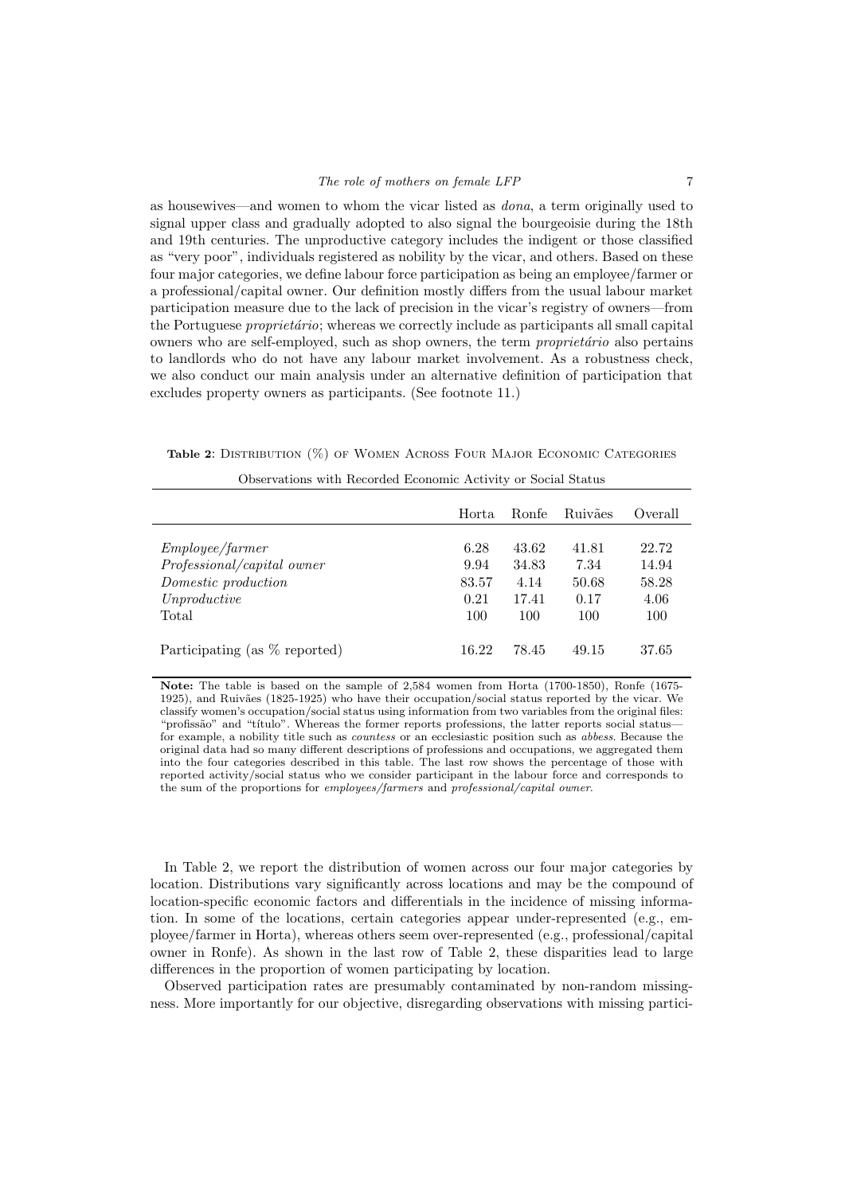as housewives—and women to whom the vicar listed as *dona*, a term originally used to signal upper class and gradually adopted to also signal the bourgeoisie during the 18th and 19th centuries. The unproductive category includes the indigent or those classified as "very poor", individuals registered as nobility by the vicar, and others. Based on these four major categories, we define labour force participation as being an employee/farmer or a professional/capital owner. Our definition mostly differs from the usual labour market participation measure due to the lack of precision in the vicar's registry of owners—from the Portuguese *proprietário*; whereas we correctly include as participants all small capital owners who are self-employed, such as shop owners, the term *proprietário* also pertains to landlords who do not have any labour market involvement. As a robustness check, we also conduct our main analysis under an alternative definition of participation that excludes property owners as participants. (See footnote 11.)

**Table 2**: Distribution (%) of Women Across Four Major Economic Categories

Observations with Recorded Economic Activity or Social Status

| | Horta | Ronfe | Ruivães | Overall |
|---|---|---|---|---|
| *Employee/farmer* | 6.28 | 43.62 | 41.81 | 22.72 |
| *Professional/capital owner* | 9.94 | 34.83 | 7.34 | 14.94 |
| *Domestic production* | 83.57 | 4.14 | 50.68 | 58.28 |
| *Unproductive* | 0.21 | 17.41 | 0.17 | 4.06 |
| Total | 100 | 100 | 100 | 100 |
| Participating (as % reported) | 16.22 | 78.45 | 49.15 | 37.65 |

**Note:** The table is based on the sample of 2,584 women from Horta (1700-1850), Ronfe (1675-1925), and Ruivães (1825-1925) who have their occupation/social status reported by the vicar. We classify women's occupation/social status using information from two variables from the original files: "profissão" and "título". Whereas the former reports professions, the latter reports social status—for example, a nobility title such as *countess* or an ecclesiastic position such as *abbess*. Because the original data had so many different descriptions of professions and occupations, we aggregated them into the four categories described in this table. The last row shows the percentage of those with reported activity/social status who we consider participant in the labour force and corresponds to the sum of the proportions for *employees/farmers* and *professional/capital owner*.

In Table 2, we report the distribution of women across our four major categories by location. Distributions vary significantly across locations and may be the compound of location-specific economic factors and differentials in the incidence of missing information. In some of the locations, certain categories appear under-represented (e.g., employee/farmer in Horta), whereas others seem over-represented (e.g., professional/capital owner in Ronfe). As shown in the last row of Table 2, these disparities lead to large differences in the proportion of women participating by location.

Observed participation rates are presumably contaminated by non-random missingness. More importantly for our objective, disregarding observations with missing partici-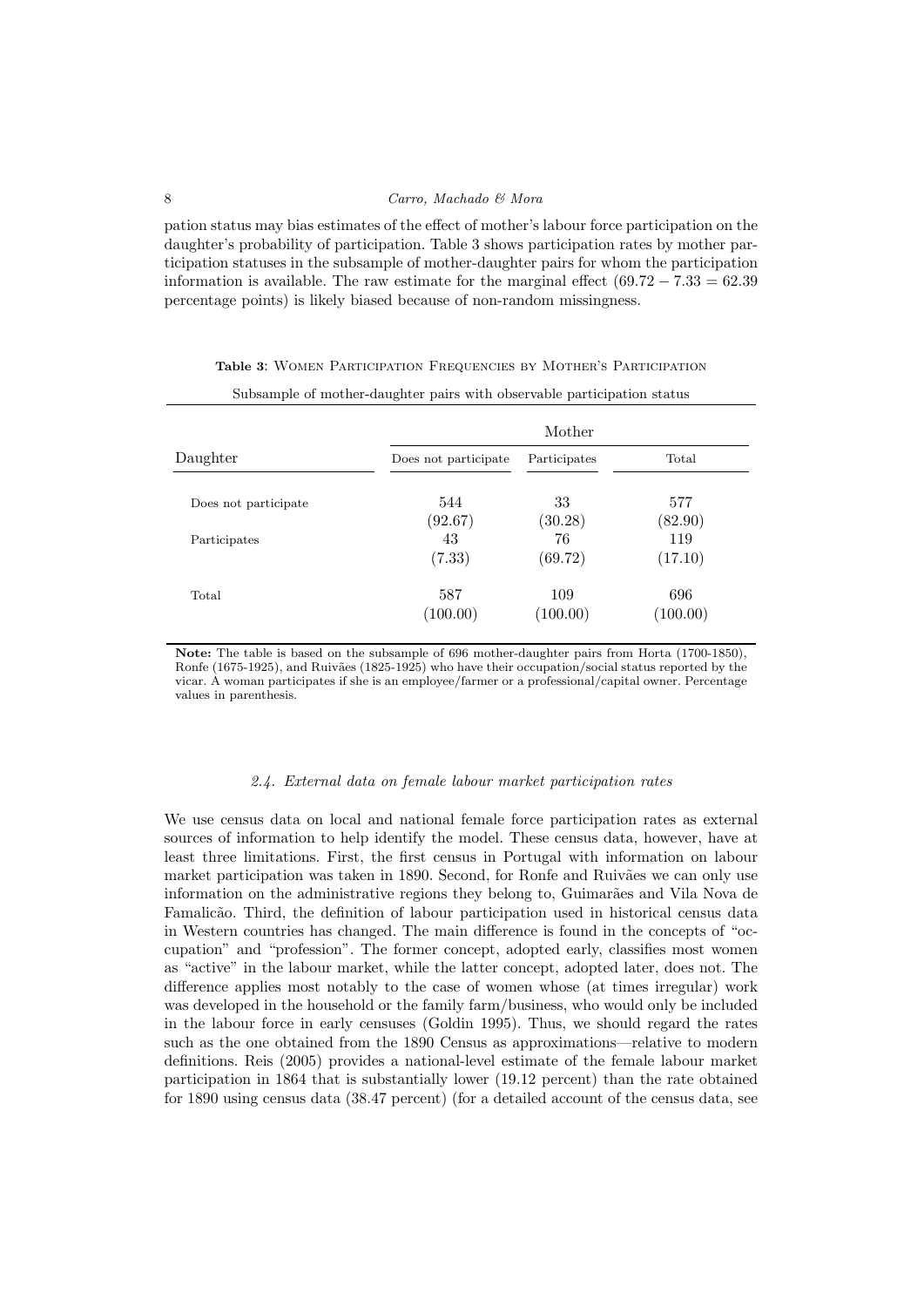pation status may bias estimates of the effect of mother's labour force participation on the daughter's probability of participation. Table 3 shows participation rates by mother participation statuses in the subsample of mother-daughter pairs for whom the participation information is available. The raw estimate for the marginal effect ($69.72 - 7.33 = 62.39$ percentage points) is likely biased because of non-random missingness.

**Table 3**: Women Participation Frequencies by Mother's Participation

Subsample of mother-daughter pairs with observable participation status

| | Mother | | |
|---|---|---|---|
| Daughter | Does not participate | Participates | Total |
| Does not participate | 544 | 33 | 577 |
| | (92.67) | (30.28) | (82.90) |
| Participates | 43 | 76 | 119 |
| | (7.33) | (69.72) | (17.10) |
| Total | 587 | 109 | 696 |
| | (100.00) | (100.00) | (100.00) |

**Note:** The table is based on the subsample of 696 mother-daughter pairs from Horta (1700-1850), Ronfe (1675-1925), and Ruivães (1825-1925) who have their occupation/social status reported by the vicar. A woman participates if she is an employee/farmer or a professional/capital owner. Percentage values in parenthesis.

### *2.4. External data on female labour market participation rates*

We use census data on local and national female force participation rates as external sources of information to help identify the model. These census data, however, have at least three limitations. First, the first census in Portugal with information on labour market participation was taken in 1890. Second, for Ronfe and Ruivães we can only use information on the administrative regions they belong to, Guimarães and Vila Nova de Famalicão. Third, the definition of labour participation used in historical census data in Western countries has changed. The main difference is found in the concepts of "occupation" and "profession". The former concept, adopted early, classifies most women as "active" in the labour market, while the latter concept, adopted later, does not. The difference applies most notably to the case of women whose (at times irregular) work was developed in the household or the family farm/business, who would only be included in the labour force in early censuses (Goldin 1995). Thus, we should regard the rates such as the one obtained from the 1890 Census as approximations—relative to modern definitions. Reis (2005) provides a national-level estimate of the female labour market participation in 1864 that is substantially lower (19.12 percent) than the rate obtained for 1890 using census data (38.47 percent) (for a detailed account of the census data, see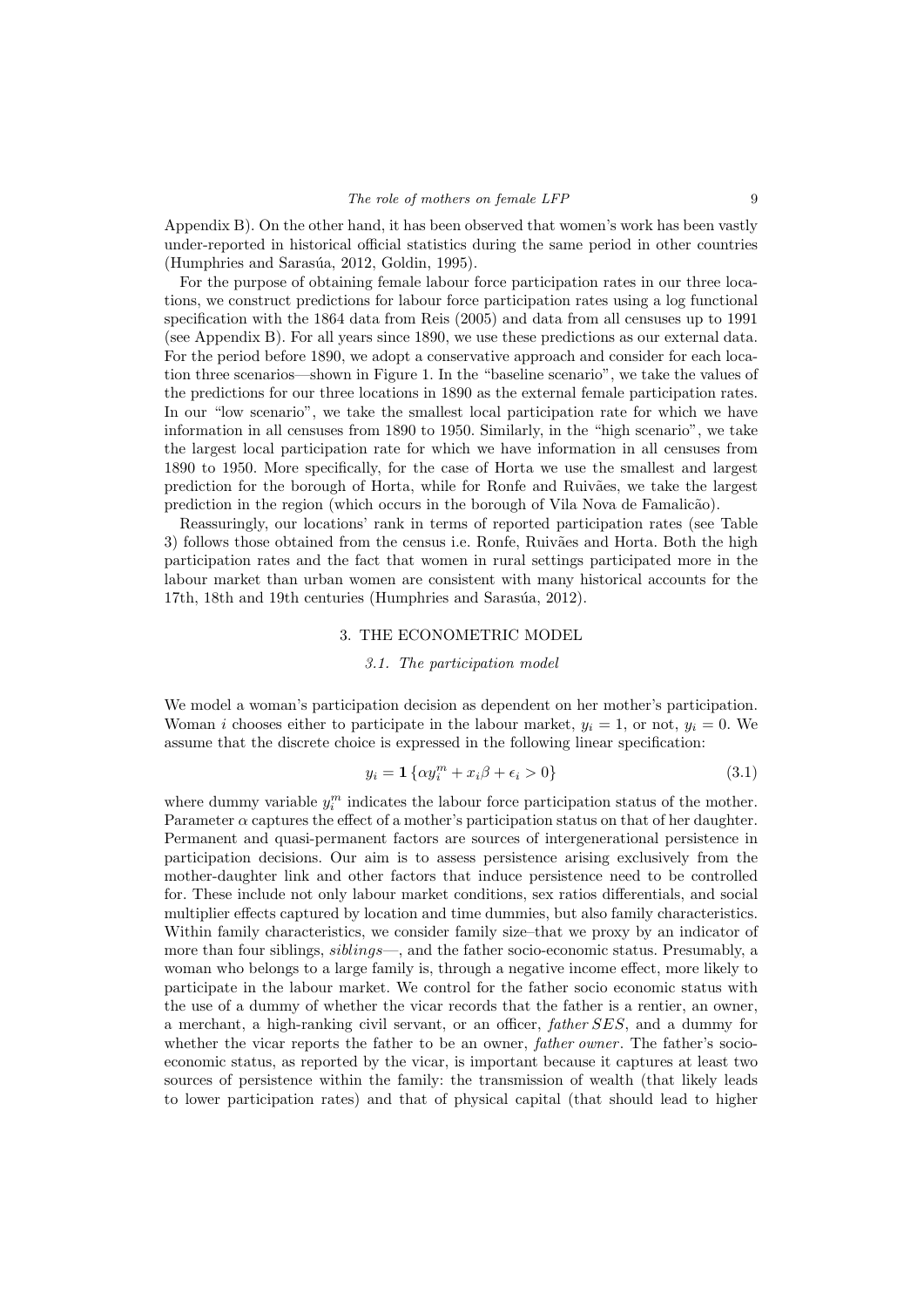Appendix B). On the other hand, it has been observed that women's work has been vastly under-reported in historical official statistics during the same period in other countries (Humphries and Sarasúa, 2012, Goldin, 1995).

For the purpose of obtaining female labour force participation rates in our three locations, we construct predictions for labour force participation rates using a log functional specification with the 1864 data from Reis (2005) and data from all censuses up to 1991 (see Appendix B). For all years since 1890, we use these predictions as our external data. For the period before 1890, we adopt a conservative approach and consider for each location three scenarios—shown in Figure 1. In the "baseline scenario", we take the values of the predictions for our three locations in 1890 as the external female participation rates. In our "low scenario", we take the smallest local participation rate for which we have information in all censuses from 1890 to 1950. Similarly, in the "high scenario", we take the largest local participation rate for which we have information in all censuses from 1890 to 1950. More specifically, for the case of Horta we use the smallest and largest prediction for the borough of Horta, while for Ronfe and Ruivães, we take the largest prediction in the region (which occurs in the borough of Vila Nova de Famalicão).

Reassuringly, our locations' rank in terms of reported participation rates (see Table 3) follows those obtained from the census i.e. Ronfe, Ruivães and Horta. Both the high participation rates and the fact that women in rural settings participated more in the labour market than urban women are consistent with many historical accounts for the 17th, 18th and 19th centuries (Humphries and Sarasúa, 2012).

## 3. THE ECONOMETRIC MODEL

### 3.1. The participation model

We model a woman's participation decision as dependent on her mother's participation. Woman $i$ chooses either to participate in the labour market, $y_i = 1$, or not, $y_i = 0$. We assume that the discrete choice is expressed in the following linear specification:

$$y_i = \mathbf{1}\left\{\alpha y_i^m + x_i\beta + \epsilon_i > 0\right\} \tag{3.1}$$

where dummy variable $y_i^m$ indicates the labour force participation status of the mother. Parameter $\alpha$ captures the effect of a mother's participation status on that of her daughter. Permanent and quasi-permanent factors are sources of intergenerational persistence in participation decisions. Our aim is to assess persistence arising exclusively from the mother-daughter link and other factors that induce persistence need to be controlled for. These include not only labour market conditions, sex ratios differentials, and social multiplier effects captured by location and time dummies, but also family characteristics. Within family characteristics, we consider family size–that we proxy by an indicator of more than four siblings, *siblings*—, and the father socio-economic status. Presumably, a woman who belongs to a large family is, through a negative income effect, more likely to participate in the labour market. We control for the father socio economic status with the use of a dummy of whether the vicar records that the father is a rentier, an owner, a merchant, a high-ranking civil servant, or an officer, *father SES*, and a dummy for whether the vicar reports the father to be an owner, *father owner*. The father's socio-economic status, as reported by the vicar, is important because it captures at least two sources of persistence within the family: the transmission of wealth (that likely leads to lower participation rates) and that of physical capital (that should lead to higher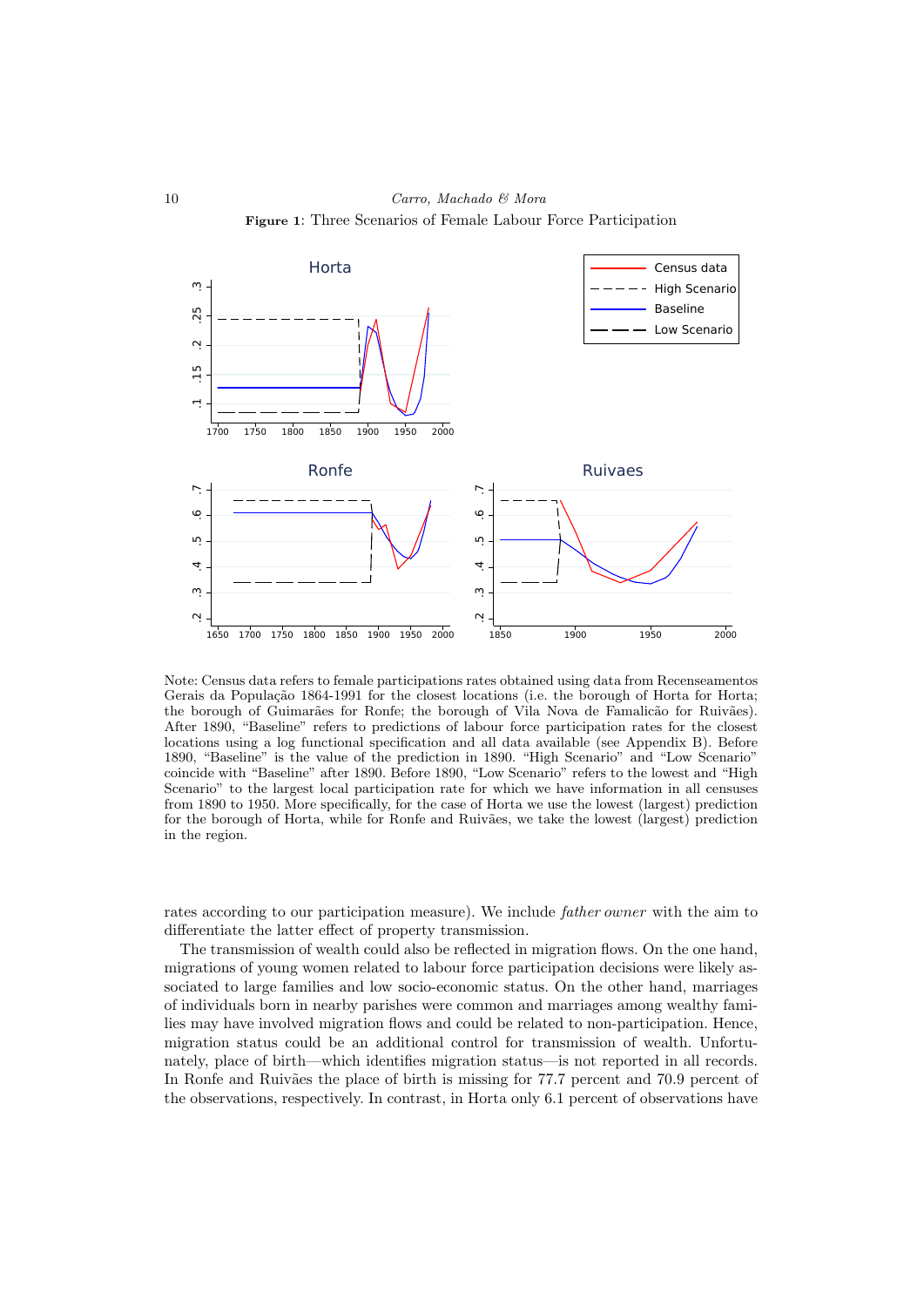**Figure 1**: Three Scenarios of Female Labour Force Participation

Note: Census data refers to female participations rates obtained using data from Recenseamentos Gerais da População 1864-1991 for the closest locations (i.e. the borough of Horta for Horta; the borough of Guimarães for Ronfe; the borough of Vila Nova de Famalicão for Ruivães). After 1890, "Baseline" refers to predictions of labour force participation rates for the closest locations using a log functional specification and all data available (see Appendix B). Before 1890, "Baseline" is the value of the prediction in 1890. "High Scenario" and "Low Scenario" coincide with "Baseline" after 1890. Before 1890, "Low Scenario" refers to the lowest and "High Scenario" to the largest local participation rate for which we have information in all censuses from 1890 to 1950. More specifically, for the case of Horta we use the lowest (largest) prediction for the borough of Horta, while for Ronfe and Ruivães, we take the lowest (largest) prediction in the region.

rates according to our participation measure). We include *father owner* with the aim to differentiate the latter effect of property transmission.

The transmission of wealth could also be reflected in migration flows. On the one hand, migrations of young women related to labour force participation decisions were likely associated to large families and low socio-economic status. On the other hand, marriages of individuals born in nearby parishes were common and marriages among wealthy families may have involved migration flows and could be related to non-participation. Hence, migration status could be an additional control for transmission of wealth. Unfortunately, place of birth—which identifies migration status—is not reported in all records. In Ronfe and Ruivães the place of birth is missing for 77.7 percent and 70.9 percent of the observations, respectively. In contrast, in Horta only 6.1 percent of observations have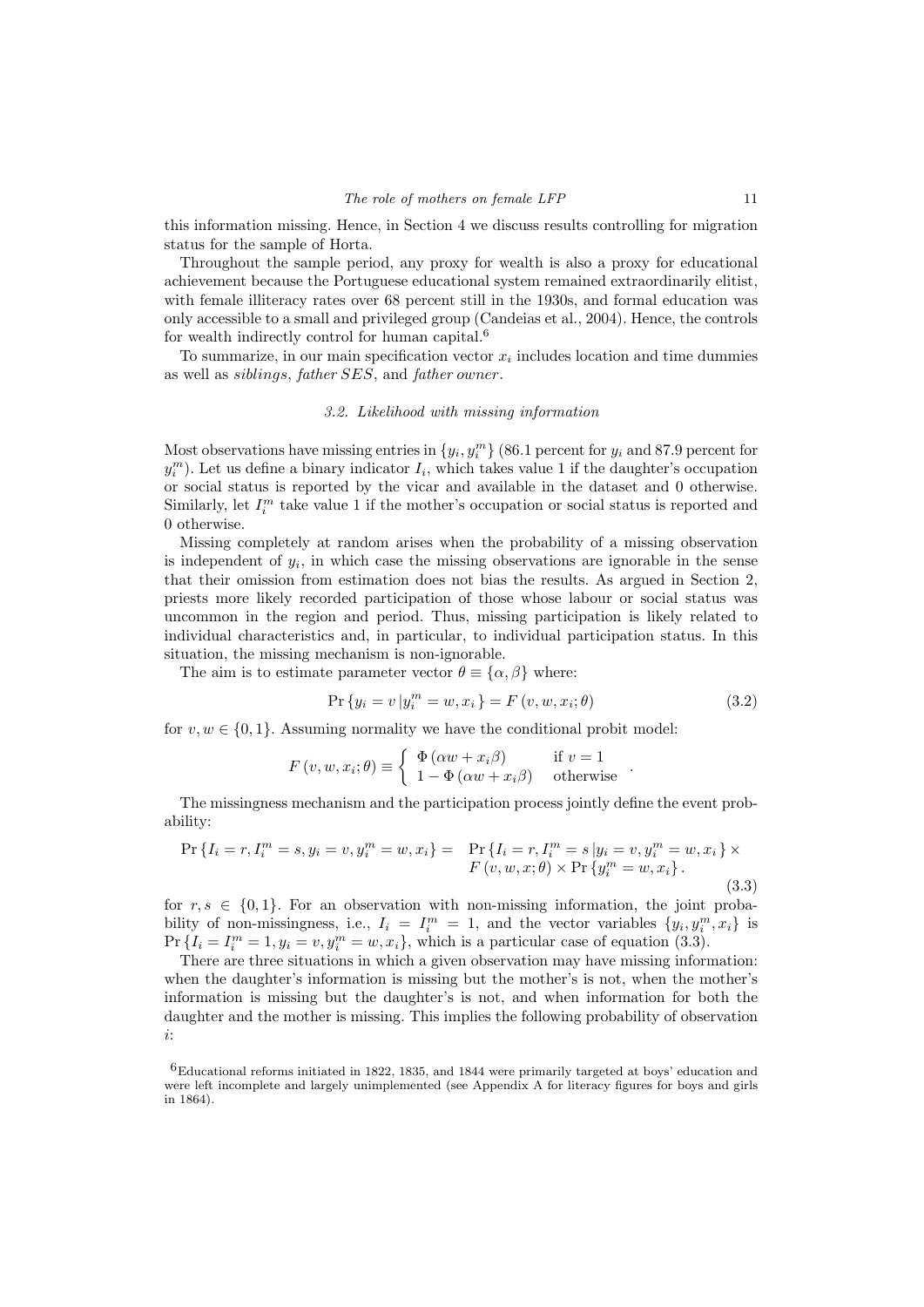this information missing. Hence, in Section 4 we discuss results controlling for migration status for the sample of Horta.

Throughout the sample period, any proxy for wealth is also a proxy for educational achievement because the Portuguese educational system remained extraordinarily elitist, with female illiteracy rates over 68 percent still in the 1930s, and formal education was only accessible to a small and privileged group (Candeias et al., 2004). Hence, the controls for wealth indirectly control for human capital.[6]

To summarize, in our main specification vector $x_i$ includes location and time dummies as well as *siblings*, *father SES*, and *father owner*.

### 3.2. Likelihood with missing information

Most observations have missing entries in $\{y_i, y_i^m\}$ (86.1 percent for $y_i$ and 87.9 percent for $y_i^m$). Let us define a binary indicator $I_i$, which takes value 1 if the daughter's occupation or social status is reported by the vicar and available in the dataset and 0 otherwise. Similarly, let $I_i^m$ take value 1 if the mother's occupation or social status is reported and 0 otherwise.

Missing completely at random arises when the probability of a missing observation is independent of $y_i$, in which case the missing observations are ignorable in the sense that their omission from estimation does not bias the results. As argued in Section 2, priests more likely recorded participation of those whose labour or social status was uncommon in the region and period. Thus, missing participation is likely related to individual characteristics and, in particular, to individual participation status. In this situation, the missing mechanism is non-ignorable.

The aim is to estimate parameter vector $\theta \equiv \{\alpha, \beta\}$ where:

$$\Pr\{y_i = v \,|y_i^m = w, x_i\} = F(v, w, x_i; \theta) \tag{3.2}$$

for $v, w \in \{0, 1\}$. Assuming normality we have the conditional probit model:

$$F(v, w, x_i; \theta) \equiv \begin{cases} \Phi(\alpha w + x_i\beta) & \text{if } v = 1 \\ 1 - \Phi(\alpha w + x_i\beta) & \text{otherwise} \end{cases}.$$

The missingness mechanism and the participation process jointly define the event probability:

$$\Pr\{I_i = r, I_i^m = s, y_i = v, y_i^m = w, x_i\} = \Pr\{I_i = r, I_i^m = s \,|y_i = v, y_i^m = w, x_i\} \times F(v, w, x; \theta) \times \Pr\{y_i^m = w, x_i\}. \tag{3.3}$$

for $r, s \in \{0, 1\}$. For an observation with non-missing information, the joint probability of non-missingness, i.e., $I_i = I_i^m = 1$, and the vector variables $\{y_i, y_i^m, x_i\}$ is $\Pr\{I_i = I_i^m = 1, y_i = v, y_i^m = w, x_i\}$, which is a particular case of equation (3.3).

There are three situations in which a given observation may have missing information: when the daughter's information is missing but the mother's is not, when the mother's information is missing but the daughter's is not, and when information for both the daughter and the mother is missing. This implies the following probability of observation $i$:

[6] Educational reforms initiated in 1822, 1835, and 1844 were primarily targeted at boys' education and were left incomplete and largely unimplemented (see Appendix A for literacy figures for boys and girls in 1864).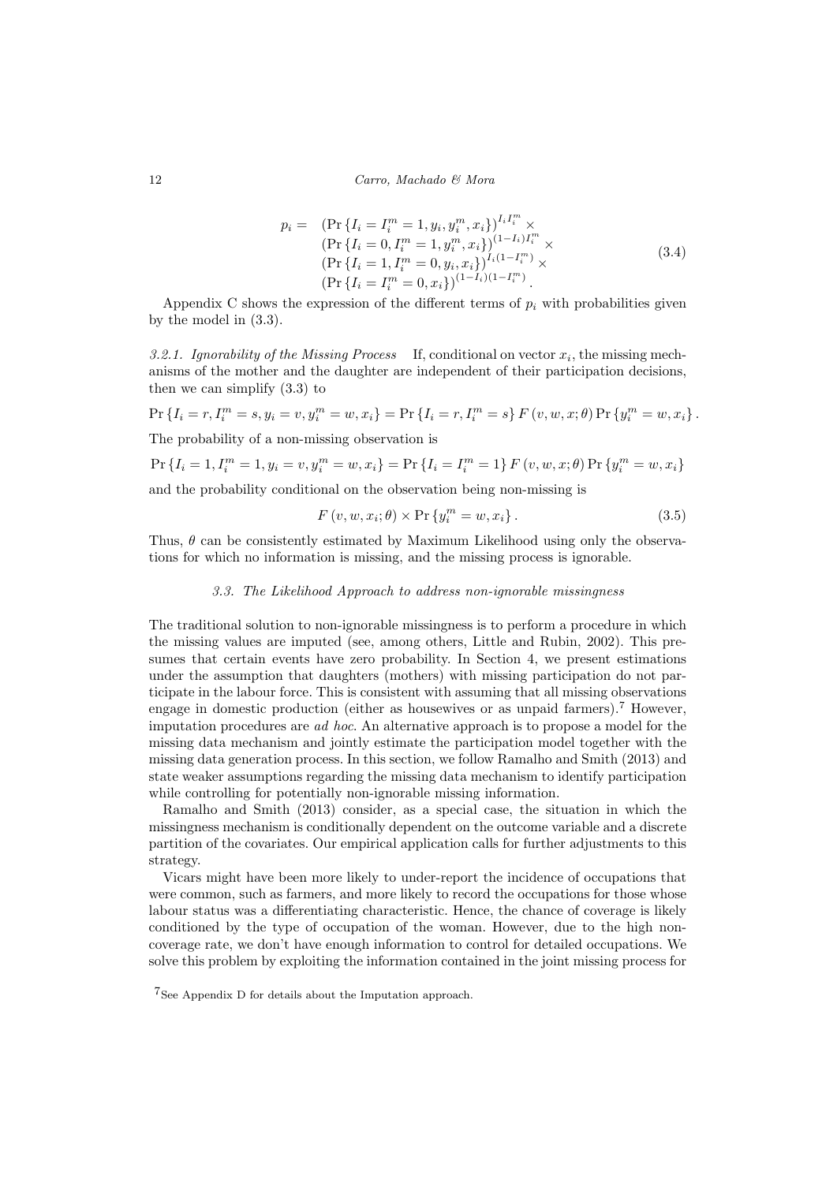$$
\begin{aligned}
p_i = \quad & \left(\Pr\left\{I_i = I_i^m = 1, y_i, y_i^m, x_i\right\}\right)^{I_i I_i^m} \times \\
& \left(\Pr\left\{I_i = 0, I_i^m = 1, y_i^m, x_i\right\}\right)^{(1-I_i) I_i^m} \times \\
& \left(\Pr\left\{I_i = 1, I_i^m = 0, y_i, x_i\right\}\right)^{I_i (1-I_i^m)} \times \\
& \left(\Pr\left\{I_i = I_i^m = 0, x_i\right\}\right)^{(1-I_i)(1-I_i^m)}.
\end{aligned}
\tag{3.4}
$$

Appendix C shows the expression of the different terms of $p_i$ with probabilities given by the model in (3.3).

*3.2.1. Ignorability of the Missing Process* If, conditional on vector $x_i$, the missing mechanisms of the mother and the daughter are independent of their participation decisions, then we can simplify (3.3) to

$$\Pr\left\{I_i = r, I_i^m = s, y_i = v, y_i^m = w, x_i\right\} = \Pr\left\{I_i = r, I_i^m = s\right\} F\left(v, w, x; \theta\right) \Pr\left\{y_i^m = w, x_i\right\}.$$

The probability of a non-missing observation is

$$\Pr\left\{I_i = 1, I_i^m = 1, y_i = v, y_i^m = w, x_i\right\} = \Pr\left\{I_i = I_i^m = 1\right\} F\left(v, w, x; \theta\right) \Pr\left\{y_i^m = w, x_i\right\}$$

and the probability conditional on the observation being non-missing is

$$F\left(v, w, x_i; \theta\right) \times \Pr\left\{y_i^m = w, x_i\right\}. \tag{3.5}$$

Thus, $\theta$ can be consistently estimated by Maximum Likelihood using only the observations for which no information is missing, and the missing process is ignorable.

### *3.3. The Likelihood Approach to address non-ignorable missingness*

The traditional solution to non-ignorable missingness is to perform a procedure in which the missing values are imputed (see, among others, Little and Rubin, 2002). This presumes that certain events have zero probability. In Section 4, we present estimations under the assumption that daughters (mothers) with missing participation do not participate in the labour force. This is consistent with assuming that all missing observations engage in domestic production (either as housewives or as unpaid farmers).[7] However, imputation procedures are *ad hoc*. An alternative approach is to propose a model for the missing data mechanism and jointly estimate the participation model together with the missing data generation process. In this section, we follow Ramalho and Smith (2013) and state weaker assumptions regarding the missing data mechanism to identify participation while controlling for potentially non-ignorable missing information.

Ramalho and Smith (2013) consider, as a special case, the situation in which the missingness mechanism is conditionally dependent on the outcome variable and a discrete partition of the covariates. Our empirical application calls for further adjustments to this strategy.

Vicars might have been more likely to under-report the incidence of occupations that were common, such as farmers, and more likely to record the occupations for those whose labour status was a differentiating characteristic. Hence, the chance of coverage is likely conditioned by the type of occupation of the woman. However, due to the high non-coverage rate, we don't have enough information to control for detailed occupations. We solve this problem by exploiting the information contained in the joint missing process for

[7] See Appendix D for details about the Imputation approach.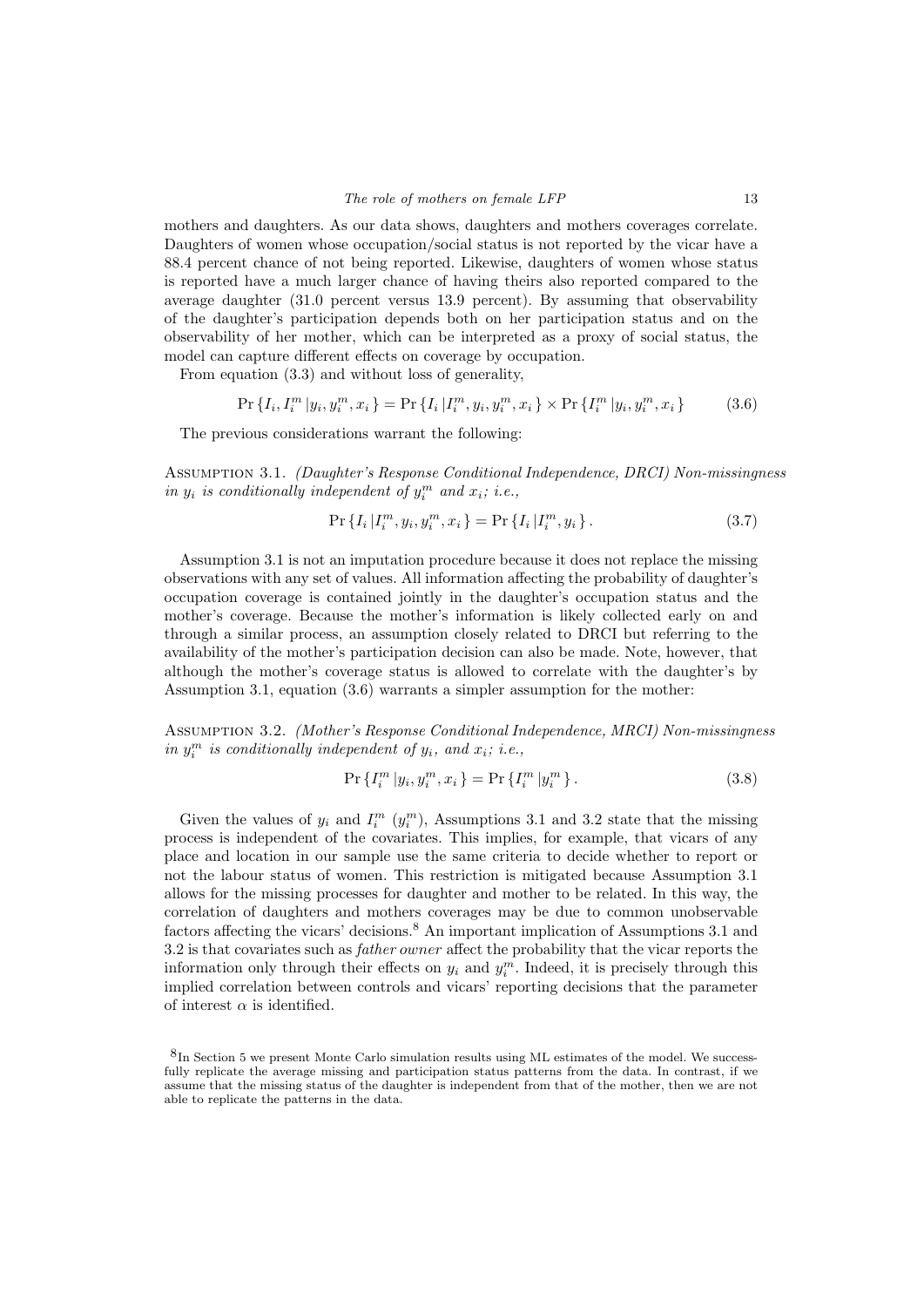mothers and daughters. As our data shows, daughters and mothers coverages correlate. Daughters of women whose occupation/social status is not reported by the vicar have a 88.4 percent chance of not being reported. Likewise, daughters of women whose status is reported have a much larger chance of having theirs also reported compared to the average daughter (31.0 percent versus 13.9 percent). By assuming that observability of the daughter's participation depends both on her participation status and on the observability of her mother, which can be interpreted as a proxy of social status, the model can capture different effects on coverage by occupation.

From equation (3.3) and without loss of generality,

$$\Pr\{I_i, I_i^m \,|y_i, y_i^m, x_i\} = \Pr\{I_i \,|I_i^m, y_i, y_i^m, x_i\} \times \Pr\{I_i^m \,|y_i, y_i^m, x_i\} \tag{3.6}$$

The previous considerations warrant the following:

Assumption 3.1. *(Daughter's Response Conditional Independence, DRCI) Non-missingness in $y_i$ is conditionally independent of $y_i^m$ and $x_i$; i.e.,*

$$\Pr\{I_i \,|I_i^m, y_i, y_i^m, x_i\} = \Pr\{I_i \,|I_i^m, y_i\}. \tag{3.7}$$

Assumption 3.1 is not an imputation procedure because it does not replace the missing observations with any set of values. All information affecting the probability of daughter's occupation coverage is contained jointly in the daughter's occupation status and the mother's coverage. Because the mother's information is likely collected early on and through a similar process, an assumption closely related to DRCI but referring to the availability of the mother's participation decision can also be made. Note, however, that although the mother's coverage status is allowed to correlate with the daughter's by Assumption 3.1, equation (3.6) warrants a simpler assumption for the mother:

Assumption 3.2. *(Mother's Response Conditional Independence, MRCI) Non-missingness in $y_i^m$ is conditionally independent of $y_i$, and $x_i$; i.e.,*

$$\Pr\{I_i^m \,|y_i, y_i^m, x_i\} = \Pr\{I_i^m \,|y_i^m\}. \tag{3.8}$$

Given the values of $y_i$ and $I_i^m$ ($y_i^m$), Assumptions 3.1 and 3.2 state that the missing process is independent of the covariates. This implies, for example, that vicars of any place and location in our sample use the same criteria to decide whether to report or not the labour status of women. This restriction is mitigated because Assumption 3.1 allows for the missing processes for daughter and mother to be related. In this way, the correlation of daughters and mothers coverages may be due to common unobservable factors affecting the vicars' decisions.[8] An important implication of Assumptions 3.1 and 3.2 is that covariates such as *father owner* affect the probability that the vicar reports the information only through their effects on $y_i$ and $y_i^m$. Indeed, it is precisely through this implied correlation between controls and vicars' reporting decisions that the parameter of interest $\alpha$ is identified.

[8] In Section 5 we present Monte Carlo simulation results using ML estimates of the model. We successfully replicate the average missing and participation status patterns from the data. In contrast, if we assume that the missing status of the daughter is independent from that of the mother, then we are not able to replicate the patterns in the data.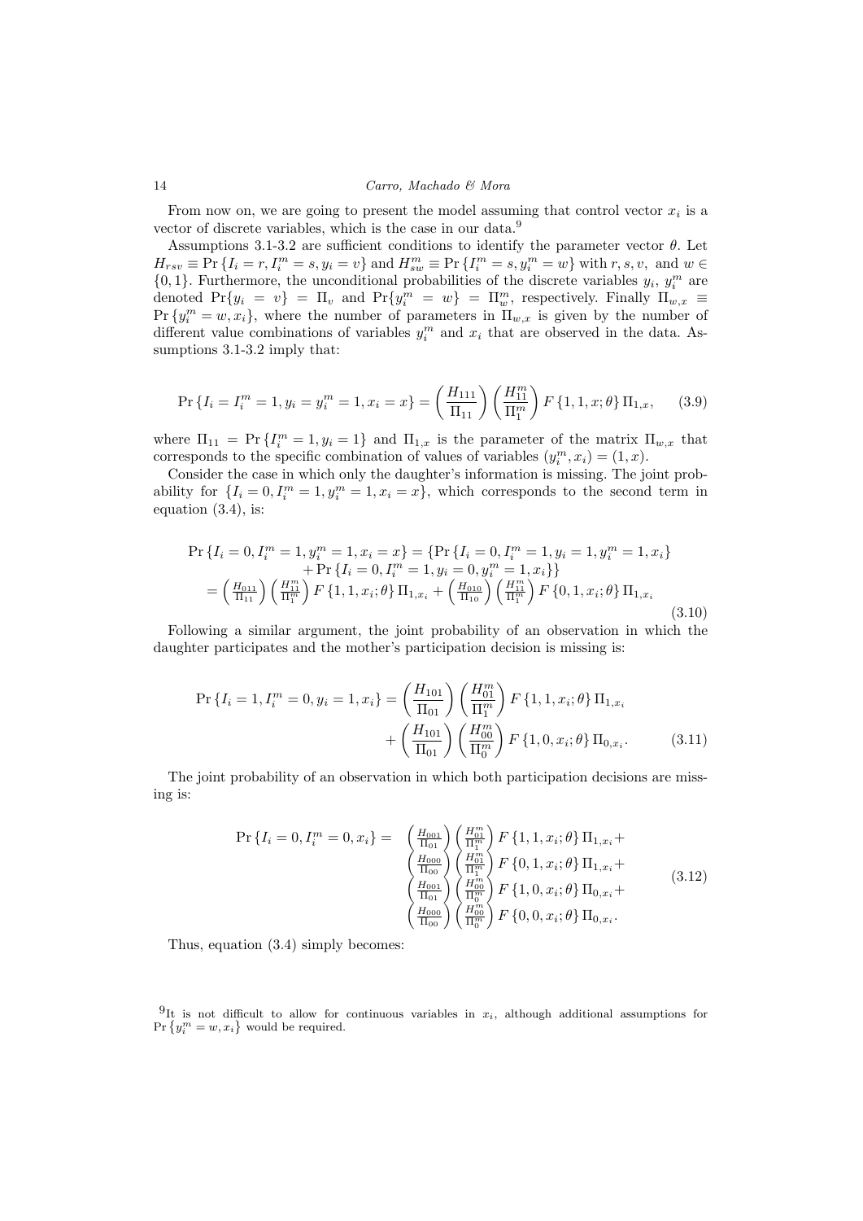From now on, we are going to present the model assuming that control vector $x_i$ is a vector of discrete variables, which is the case in our data.[9]

Assumptions 3.1-3.2 are sufficient conditions to identify the parameter vector $\theta$. Let $H_{rsv} \equiv \Pr\{I_i = r, I_i^m = s, y_i = v\}$ and $H_{sw}^m \equiv \Pr\{I_i^m = s, y_i^m = w\}$ with $r, s, v,$ and $w \in \{0, 1\}$. Furthermore, the unconditional probabilities of the discrete variables $y_i$, $y_i^m$ are denoted $\Pr\{y_i = v\} = \Pi_v$ and $\Pr\{y_i^m = w\} = \Pi_w^m$, respectively. Finally $\Pi_{w,x} \equiv \Pr\{y_i^m = w, x_i\}$, where the number of parameters in $\Pi_{w,x}$ is given by the number of different value combinations of variables $y_i^m$ and $x_i$ that are observed in the data. Assumptions 3.1-3.2 imply that:

$$\Pr\{I_i = I_i^m = 1, y_i = y_i^m = 1, x_i = x\} = \left(\frac{H_{111}}{\Pi_{11}}\right)\left(\frac{H_{11}^m}{\Pi_1^m}\right) F\{1, 1, x; \theta\} \Pi_{1,x}, \qquad (3.9)$$

where $\Pi_{11} = \Pr\{I_i^m = 1, y_i = 1\}$ and $\Pi_{1,x}$ is the parameter of the matrix $\Pi_{w,x}$ that corresponds to the specific combination of values of variables $(y_i^m, x_i) = (1, x)$.

Consider the case in which only the daughter's information is missing. The joint probability for $\{I_i = 0, I_i^m = 1, y_i^m = 1, x_i = x\}$, which corresponds to the second term in equation (3.4), is:

$$\begin{aligned}
\Pr\{I_i = 0, I_i^m = 1, y_i^m = 1, x_i = x\} &= \{\Pr\{I_i = 0, I_i^m = 1, y_i = 1, y_i^m = 1, x_i\} \\
&\quad + \Pr\{I_i = 0, I_i^m = 1, y_i = 0, y_i^m = 1, x_i\}\} \\
= \left(\tfrac{H_{011}}{\Pi_{11}}\right)\left(\tfrac{H_{11}^m}{\Pi_1^m}\right) F\{1, 1, x_i; \theta\} \Pi_{1,x_i} &+ \left(\tfrac{H_{010}}{\Pi_{10}}\right)\left(\tfrac{H_{11}^m}{\Pi_1^m}\right) F\{0, 1, x_i; \theta\} \Pi_{1,x_i}
\end{aligned} \qquad (3.10)$$

Following a similar argument, the joint probability of an observation in which the daughter participates and the mother's participation decision is missing is:

$$\begin{aligned}
\Pr\{I_i = 1, I_i^m = 0, y_i = 1, x_i\} &= \left(\frac{H_{101}}{\Pi_{01}}\right)\left(\frac{H_{01}^m}{\Pi_1^m}\right) F\{1, 1, x_i; \theta\} \Pi_{1,x_i} \\
&\quad + \left(\frac{H_{101}}{\Pi_{01}}\right)\left(\frac{H_{00}^m}{\Pi_0^m}\right) F\{1, 0, x_i; \theta\} \Pi_{0,x_i}.
\end{aligned} \qquad (3.11)$$

The joint probability of an observation in which both participation decisions are missing is:

$$\begin{aligned}
\Pr\{I_i = 0, I_i^m = 0, x_i\} = \; & \left(\tfrac{H_{001}}{\Pi_{01}}\right)\left(\tfrac{H_{01}^m}{\Pi_1^m}\right) F\{1, 1, x_i; \theta\} \Pi_{1,x_i} + \\
& \left(\tfrac{H_{000}}{\Pi_{00}}\right)\left(\tfrac{H_{01}^m}{\Pi_1^m}\right) F\{0, 1, x_i; \theta\} \Pi_{1,x_i} + \\
& \left(\tfrac{H_{001}}{\Pi_{01}}\right)\left(\tfrac{H_{00}^m}{\Pi_0^m}\right) F\{1, 0, x_i; \theta\} \Pi_{0,x_i} + \\
& \left(\tfrac{H_{000}}{\Pi_{00}}\right)\left(\tfrac{H_{00}^m}{\Pi_0^m}\right) F\{0, 0, x_i; \theta\} \Pi_{0,x_i}.
\end{aligned} \qquad (3.12)$$

Thus, equation (3.4) simply becomes:

[9] It is not difficult to allow for continuous variables in $x_i$, although additional assumptions for $\Pr\{y_i^m = w, x_i\}$ would be required.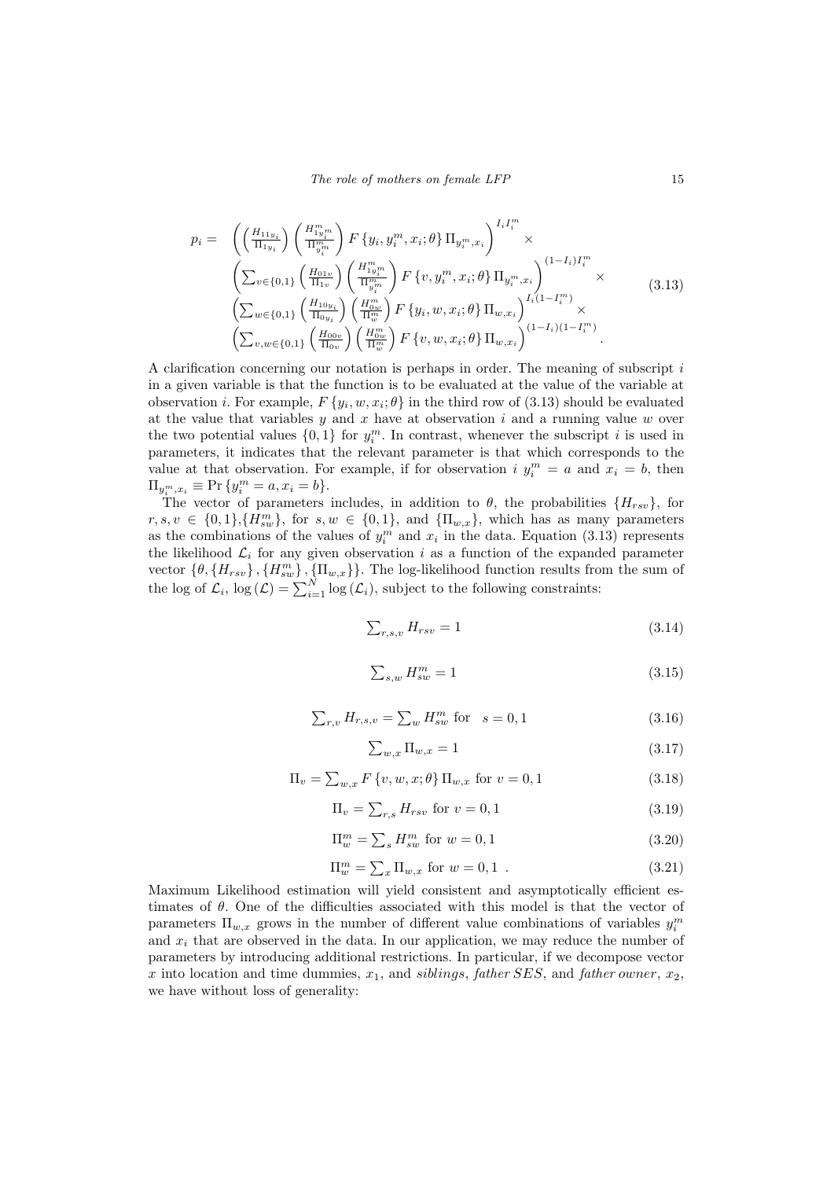$$
\begin{aligned}
p_i = \quad & \left( \left(\frac{H_{11y_i}}{\Pi_{1y_i}}\right) \left(\frac{H^m_{1y_i^m}}{\Pi^m_{y_i^m}}\right) F\left\{y_i, y_i^m, x_i; \theta\right\} \Pi_{y_i^m, x_i} \right)^{I_i I_i^m} \times \\
& \left( \sum_{v \in \{0,1\}} \left(\frac{H_{01v}}{\Pi_{1v}}\right) \left(\frac{H^m_{1y_i^m}}{\Pi^m_{y_i^m}}\right) F\left\{v, y_i^m, x_i; \theta\right\} \Pi_{y_i^m, x_i} \right)^{(1-I_i) I_i^m} \times \\
& \left( \sum_{w \in \{0,1\}} \left(\frac{H_{10y_i}}{\Pi_{0y_i}}\right) \left(\frac{H^m_{0w}}{\Pi^m_{w}}\right) F\left\{y_i, w, x_i; \theta\right\} \Pi_{w, x_i} \right)^{I_i (1-I_i^m)} \times \\
& \left( \sum_{v,w \in \{0,1\}} \left(\frac{H_{00v}}{\Pi_{0v}}\right) \left(\frac{H^m_{0w}}{\Pi^m_{w}}\right) F\left\{v, w, x_i; \theta\right\} \Pi_{w, x_i} \right)^{(1-I_i)(1-I_i^m)} .
\end{aligned}
\tag{3.13}
$$

A clarification concerning our notation is perhaps in order. The meaning of subscript $i$ in a given variable is that the function is to be evaluated at the value of the variable at observation $i$. For example, $F\{y_i, w, x_i; \theta\}$ in the third row of (3.13) should be evaluated at the value that variables $y$ and $x$ have at observation $i$ and a running value $w$ over the two potential values $\{0, 1\}$ for $y_i^m$. In contrast, whenever the subscript $i$ is used in parameters, it indicates that the relevant parameter is that which corresponds to the value at that observation. For example, if for observation $i$ $y_i^m = a$ and $x_i = b$, then $\Pi_{y_i^m, x_i} \equiv \Pr\{y_i^m = a, x_i = b\}$.

The vector of parameters includes, in addition to $\theta$, the probabilities $\{H_{rsv}\}$, for $r, s, v \in \{0, 1\}$, $\{H^m_{sw}\}$, for $s, w \in \{0, 1\}$, and $\{\Pi_{w,x}\}$, which has as many parameters as the combinations of the values of $y_i^m$ and $x_i$ in the data. Equation (3.13) represents the likelihood $\mathcal{L}_i$ for any given observation $i$ as a function of the expanded parameter vector $\{\theta, \{H_{rsv}\}, \{H^m_{sw}\}, \{\Pi_{w,x}\}\}$. The log-likelihood function results from the sum of the log of $\mathcal{L}_i$, $\log(\mathcal{L}) = \sum_{i=1}^N \log(\mathcal{L}_i)$, subject to the following constraints:

$$\sum\nolimits_{r,s,v} H_{rsv} = 1 \tag{3.14}$$

$$\sum\nolimits_{s,w} H^m_{sw} = 1 \tag{3.15}$$

$$\sum\nolimits_{r,v} H_{r,s,v} = \sum\nolimits_{w} H^m_{sw} \text{ for } \quad s = 0, 1 \tag{3.16}$$

$$\sum\nolimits_{w,x} \Pi_{w,x} = 1 \tag{3.17}$$

$$\Pi_v = \sum\nolimits_{w,x} F\{v, w, x; \theta\} \Pi_{w,x} \text{ for } v = 0, 1 \tag{3.18}$$

$$\Pi_v = \sum\nolimits_{r,s} H_{rsv} \text{ for } v = 0, 1 \tag{3.19}$$

$$\Pi^m_w = \sum\nolimits_{s} H^m_{sw} \text{ for } w = 0, 1 \tag{3.20}$$

$$\Pi^m_w = \sum\nolimits_{x} \Pi_{w,x} \text{ for } w = 0, 1 \ . \tag{3.21}$$

Maximum Likelihood estimation will yield consistent and asymptotically efficient estimates of $\theta$. One of the difficulties associated with this model is that the vector of parameters $\Pi_{w,x}$ grows in the number of different value combinations of variables $y_i^m$ and $x_i$ that are observed in the data. In our application, we may reduce the number of parameters by introducing additional restrictions. In particular, if we decompose vector $x$ into location and time dummies, $x_1$, and *siblings*, *father SES*, and *father owner*, $x_2$, we have without loss of generality: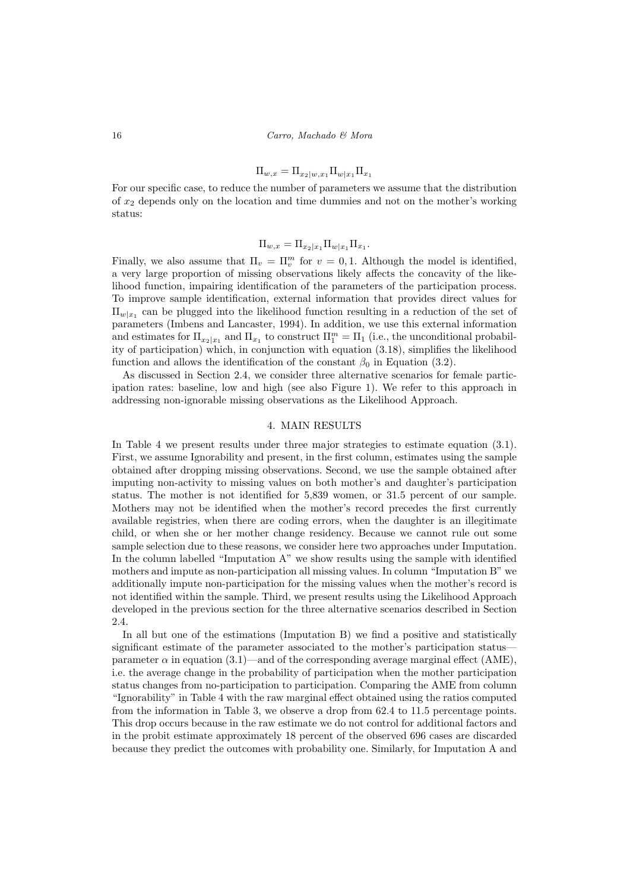$$\Pi_{w,x} = \Pi_{x_2|w,x_1}\Pi_{w|x_1}\Pi_{x_1}$$

For our specific case, to reduce the number of parameters we assume that the distribution of $x_2$ depends only on the location and time dummies and not on the mother's working status:

$$\Pi_{w,x} = \Pi_{x_2|x_1}\Pi_{w|x_1}\Pi_{x_1}.$$

Finally, we also assume that $\Pi_v = \Pi_v^m$ for $v = 0, 1$. Although the model is identified, a very large proportion of missing observations likely affects the concavity of the likelihood function, impairing identification of the parameters of the participation process. To improve sample identification, external information that provides direct values for $\Pi_{w|x_1}$ can be plugged into the likelihood function resulting in a reduction of the set of parameters (Imbens and Lancaster, 1994). In addition, we use this external information and estimates for $\Pi_{x_2|x_1}$ and $\Pi_{x_1}$ to construct $\Pi_1^m = \Pi_1$ (i.e., the unconditional probability of participation) which, in conjunction with equation (3.18), simplifies the likelihood function and allows the identification of the constant $\beta_0$ in Equation (3.2).

As discussed in Section 2.4, we consider three alternative scenarios for female participation rates: baseline, low and high (see also Figure 1). We refer to this approach in addressing non-ignorable missing observations as the Likelihood Approach.

## 4. MAIN RESULTS

In Table 4 we present results under three major strategies to estimate equation (3.1). First, we assume Ignorability and present, in the first column, estimates using the sample obtained after dropping missing observations. Second, we use the sample obtained after imputing non-activity to missing values on both mother's and daughter's participation status. The mother is not identified for 5,839 women, or 31.5 percent of our sample. Mothers may not be identified when the mother's record precedes the first currently available registries, when there are coding errors, when the daughter is an illegitimate child, or when she or her mother change residency. Because we cannot rule out some sample selection due to these reasons, we consider here two approaches under Imputation. In the column labelled "Imputation A" we show results using the sample with identified mothers and impute as non-participation all missing values. In column "Imputation B" we additionally impute non-participation for the missing values when the mother's record is not identified within the sample. Third, we present results using the Likelihood Approach developed in the previous section for the three alternative scenarios described in Section 2.4.

In all but one of the estimations (Imputation B) we find a positive and statistically significant estimate of the parameter associated to the mother's participation status—parameter $\alpha$ in equation (3.1)—and of the corresponding average marginal effect (AME), i.e. the average change in the probability of participation when the mother participation status changes from no-participation to participation. Comparing the AME from column "Ignorability" in Table 4 with the raw marginal effect obtained using the ratios computed from the information in Table 3, we observe a drop from 62.4 to 11.5 percentage points. This drop occurs because in the raw estimate we do not control for additional factors and in the probit estimate approximately 18 percent of the observed 696 cases are discarded because they predict the outcomes with probability one. Similarly, for Imputation A and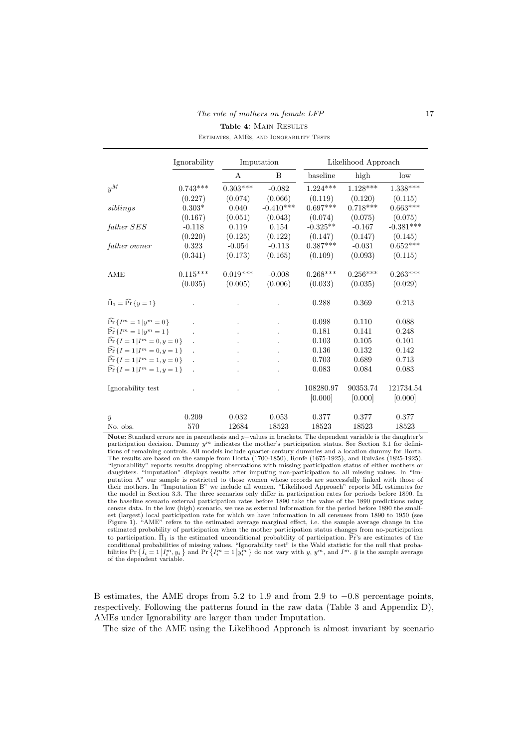**Table 4**: Main Results

Estimates, AMEs, and Ignorability Tests

| | Ignorability | Imputation | | Likelihood Approach | | |
|---|---|---|---|---|---|---|
| | | A | B | baseline | high | low |
| $y^M$ | 0.743*** | 0.303*** | -0.082 | 1.224*** | 1.128*** | 1.338*** |
| | (0.227) | (0.074) | (0.066) | (0.119) | (0.120) | (0.115) |
| *siblings* | 0.303* | 0.040 | -0.410*** | 0.697*** | 0.718*** | 0.663*** |
| | (0.167) | (0.051) | (0.043) | (0.074) | (0.075) | (0.075) |
| *father SES* | -0.118 | 0.119 | 0.154 | -0.325** | -0.167 | -0.381*** |
| | (0.220) | (0.125) | (0.122) | (0.147) | (0.147) | (0.145) |
| *father owner* | 0.323 | -0.054 | -0.113 | 0.387*** | -0.031 | 0.652*** |
| | (0.341) | (0.173) | (0.165) | (0.109) | (0.093) | (0.115) |
| AME | 0.115*** | 0.019*** | -0.008 | 0.268*** | 0.256*** | 0.263*** |
| | (0.035) | (0.005) | (0.006) | (0.033) | (0.035) | (0.029) |
| $\widehat{\Pi}_1 = \widehat{\Pr}\{y=1\}$ | . | . | . | 0.288 | 0.369 | 0.213 |
| $\widehat{\Pr}\{I^m=1 \mid y^m=0\}$ | . | . | . | 0.098 | 0.110 | 0.088 |
| $\widehat{\Pr}\{I^m=1 \mid y^m=1\}$ | . | . | . | 0.181 | 0.141 | 0.248 |
| $\widehat{\Pr}\{I=1 \mid I^m=0, y=0\}$ | . | . | . | 0.103 | 0.105 | 0.101 |
| $\widehat{\Pr}\{I=1 \mid I^m=0, y=1\}$ | . | . | . | 0.136 | 0.132 | 0.142 |
| $\widehat{\Pr}\{I=1 \mid I^m=1, y=0\}$ | . | . | . | 0.703 | 0.689 | 0.713 |
| $\widehat{\Pr}\{I=1 \mid I^m=1, y=1\}$ | . | . | . | 0.083 | 0.084 | 0.083 |
| Ignorability test | . | . | . | 108280.97 | 90353.74 | 121734.54 |
| | | | | [0.000] | [0.000] | [0.000] |
| $\bar{y}$ | 0.209 | 0.032 | 0.053 | 0.377 | 0.377 | 0.377 |
| No. obs. | 570 | 12684 | 18523 | 18523 | 18523 | 18523 |

**Note:** Standard errors are in parenthesis and $p-$values in brackets. The dependent variable is the daughter's participation decision. Dummy $y^m$ indicates the mother's participation status. See Section 3.1 for definitions of remaining controls. All models include quarter-century dummies and a location dummy for Horta. The results are based on the sample from Horta (1700-1850), Ronfe (1675-1925), and Ruivães (1825-1925). "Ignorability" reports results dropping observations with missing participation status of either mothers or daughters. "Imputation" displays results after imputing non-participation to all missing values. In "Imputation A" our sample is restricted to those women whose records are successfully linked with those of their mothers. In "Imputation B" we include all women. "Likelihood Approach" reports ML estimates for the model in Section 3.3. The three scenarios only differ in participation rates for periods before 1890. In the baseline scenario external participation rates before 1890 take the value of the 1890 predictions using census data. In the low (high) scenario, we use as external information for the period before 1890 the smallest (largest) local participation rate for which we have information in all censuses from 1890 to 1950 (see Figure 1). "AME" refers to the estimated average marginal effect, i.e. the sample average change in the estimated probability of participation when the mother participation status changes from no-participation to participation. $\widehat{\Pi}_1$ is the estimated unconditional probability of participation. $\widehat{\Pr}$'s are estimates of the conditional probabilities of missing values. "Ignorability test" is the Wald statistic for the null that probabilities $\Pr\{I_i=1 \mid I_i^m, y_i\}$ and $\Pr\{I_i^m=1 \mid y_i^m\}$ do not vary with $y$, $y^m$, and $I^m$. $\bar{y}$ is the sample average of the dependent variable.

B estimates, the AME drops from 5.2 to 1.9 and from 2.9 to $-0.8$ percentage points, respectively. Following the patterns found in the raw data (Table 3 and Appendix D), AMEs under Ignorability are larger than under Imputation.

The size of the AME using the Likelihood Approach is almost invariant by scenario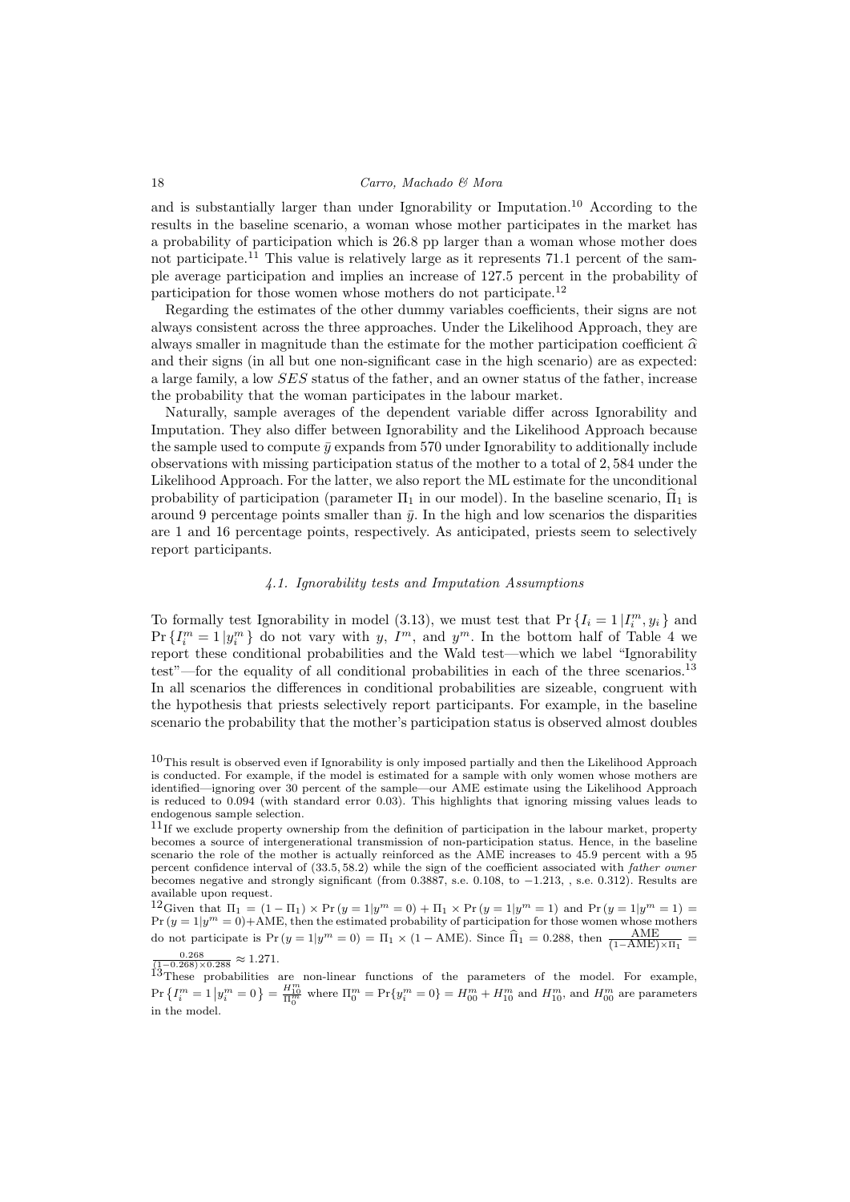and is substantially larger than under Ignorability or Imputation.[10] According to the results in the baseline scenario, a woman whose mother participates in the market has a probability of participation which is 26.8 pp larger than a woman whose mother does not participate.[11] This value is relatively large as it represents 71.1 percent of the sample average participation and implies an increase of 127.5 percent in the probability of participation for those women whose mothers do not participate.[12]

Regarding the estimates of the other dummy variables coefficients, their signs are not always consistent across the three approaches. Under the Likelihood Approach, they are always smaller in magnitude than the estimate for the mother participation coefficient $\widehat{\alpha}$ and their signs (in all but one non-significant case in the high scenario) are as expected: a large family, a low *SES* status of the father, and an owner status of the father, increase the probability that the woman participates in the labour market.

Naturally, sample averages of the dependent variable differ across Ignorability and Imputation. They also differ between Ignorability and the Likelihood Approach because the sample used to compute $\bar{y}$ expands from 570 under Ignorability to additionally include observations with missing participation status of the mother to a total of 2,584 under the Likelihood Approach. For the latter, we also report the ML estimate for the unconditional probability of participation (parameter $\Pi_1$ in our model). In the baseline scenario, $\widehat{\Pi}_1$ is around 9 percentage points smaller than $\bar{y}$. In the high and low scenarios the disparities are 1 and 16 percentage points, respectively. As anticipated, priests seem to selectively report participants.

### *4.1. Ignorability tests and Imputation Assumptions*

To formally test Ignorability in model (3.13), we must test that $\Pr\{I_i = 1 | I_i^m, y_i\}$ and $\Pr\{I_i^m = 1 | y_i^m\}$ do not vary with $y$, $I^m$, and $y^m$. In the bottom half of Table 4 we report these conditional probabilities and the Wald test—which we label "Ignorability test"—for the equality of all conditional probabilities in each of the three scenarios.[13] In all scenarios the differences in conditional probabilities are sizeable, congruent with the hypothesis that priests selectively report participants. For example, in the baseline scenario the probability that the mother's participation status is observed almost doubles

---

[10] This result is observed even if Ignorability is only imposed partially and then the Likelihood Approach is conducted. For example, if the model is estimated for a sample with only women whose mothers are identified—ignoring over 30 percent of the sample—our AME estimate using the Likelihood Approach is reduced to 0.094 (with standard error 0.03). This highlights that ignoring missing values leads to endogenous sample selection.

[11] If we exclude property ownership from the definition of participation in the labour market, property becomes a source of intergenerational transmission of non-participation status. Hence, in the baseline scenario the role of the mother is actually reinforced as the AME increases to 45.9 percent with a 95 percent confidence interval of (33.5, 58.2) while the sign of the coefficient associated with *father owner* becomes negative and strongly significant (from 0.3887, s.e. 0.108, to −1.213, , s.e. 0.312). Results are available upon request.

[12] Given that $\Pi_1 = (1 - \Pi_1) \times \Pr(y = 1 | y^m = 0) + \Pi_1 \times \Pr(y = 1 | y^m = 1)$ and $\Pr(y = 1 | y^m = 1) = \Pr(y = 1 | y^m = 0) + \text{AME}$, then the estimated probability of participation for those women whose mothers do not participate is $\Pr(y = 1 | y^m = 0) = \Pi_1 \times (1 - \text{AME})$. Since $\widehat{\Pi}_1 = 0.288$, then $\frac{\text{AME}}{(1-\text{AME}) \times \Pi_1} = \frac{0.268}{(1-0.268) \times 0.288} \approx 1.271$.

[13] These probabilities are non-linear functions of the parameters of the model. For example, $\Pr\{I_i^m = 1 | y_i^m = 0\} = \frac{H_{10}^m}{\Pi_0^m}$ where $\Pi_0^m = \Pr\{y_i^m = 0\} = H_{00}^m + H_{10}^m$ and $H_{10}^m$, and $H_{00}^m$ are parameters in the model.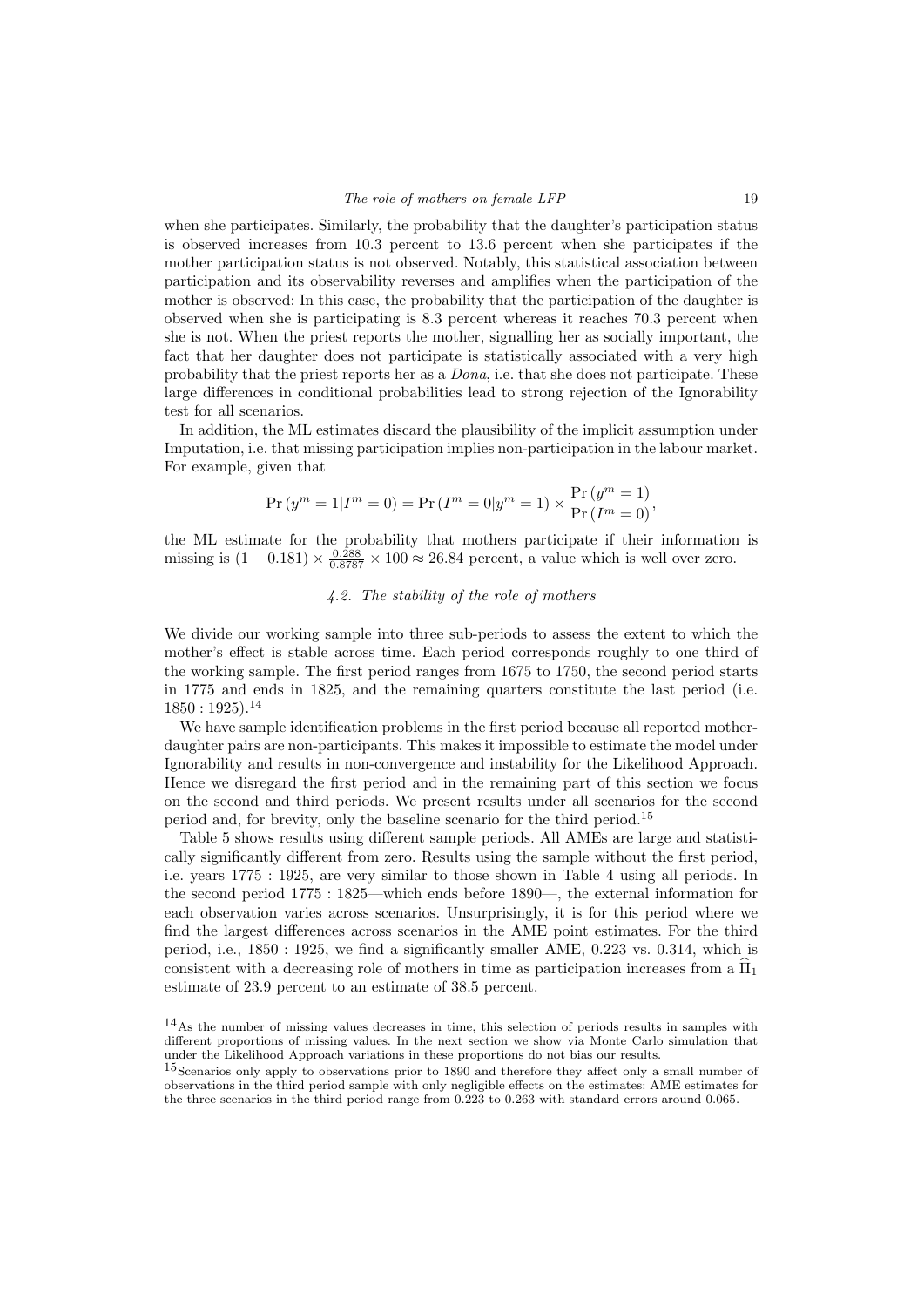when she participates. Similarly, the probability that the daughter's participation status is observed increases from 10.3 percent to 13.6 percent when she participates if the mother participation status is not observed. Notably, this statistical association between participation and its observability reverses and amplifies when the participation of the mother is observed: In this case, the probability that the participation of the daughter is observed when she is participating is 8.3 percent whereas it reaches 70.3 percent when she is not. When the priest reports the mother, signalling her as socially important, the fact that her daughter does not participate is statistically associated with a very high probability that the priest reports her as a *Dona*, i.e. that she does not participate. These large differences in conditional probabilities lead to strong rejection of the Ignorability test for all scenarios.

In addition, the ML estimates discard the plausibility of the implicit assumption under Imputation, i.e. that missing participation implies non-participation in the labour market. For example, given that

$$\Pr\left(y^m = 1 | I^m = 0\right) = \Pr\left(I^m = 0 | y^m = 1\right) \times \frac{\Pr\left(y^m = 1\right)}{\Pr\left(I^m = 0\right)},$$

the ML estimate for the probability that mothers participate if their information is missing is $(1 - 0.181) \times \frac{0.288}{0.8787} \times 100 \approx 26.84$ percent, a value which is well over zero.

### *4.2. The stability of the role of mothers*

We divide our working sample into three sub-periods to assess the extent to which the mother's effect is stable across time. Each period corresponds roughly to one third of the working sample. The first period ranges from 1675 to 1750, the second period starts in 1775 and ends in 1825, and the remaining quarters constitute the last period (i.e. $1850 : 1925$).[14]

We have sample identification problems in the first period because all reported mother-daughter pairs are non-participants. This makes it impossible to estimate the model under Ignorability and results in non-convergence and instability for the Likelihood Approach. Hence we disregard the first period and in the remaining part of this section we focus on the second and third periods. We present results under all scenarios for the second period and, for brevity, only the baseline scenario for the third period.[15]

Table 5 shows results using different sample periods. All AMEs are large and statistically significantly different from zero. Results using the sample without the first period, i.e. years $1775 : 1925$, are very similar to those shown in Table 4 using all periods. In the second period $1775 : 1825$—which ends before 1890—, the external information for each observation varies across scenarios. Unsurprisingly, it is for this period where we find the largest differences across scenarios in the AME point estimates. For the third period, i.e., $1850 : 1925$, we find a significantly smaller AME, 0.223 vs. 0.314, which is consistent with a decreasing role of mothers in time as participation increases from a $\widehat{\Pi}_1$ estimate of 23.9 percent to an estimate of 38.5 percent.

[14]As the number of missing values decreases in time, this selection of periods results in samples with different proportions of missing values. In the next section we show via Monte Carlo simulation that under the Likelihood Approach variations in these proportions do not bias our results.

[15]Scenarios only apply to observations prior to 1890 and therefore they affect only a small number of observations in the third period sample with only negligible effects on the estimates: AME estimates for the three scenarios in the third period range from 0.223 to 0.263 with standard errors around 0.065.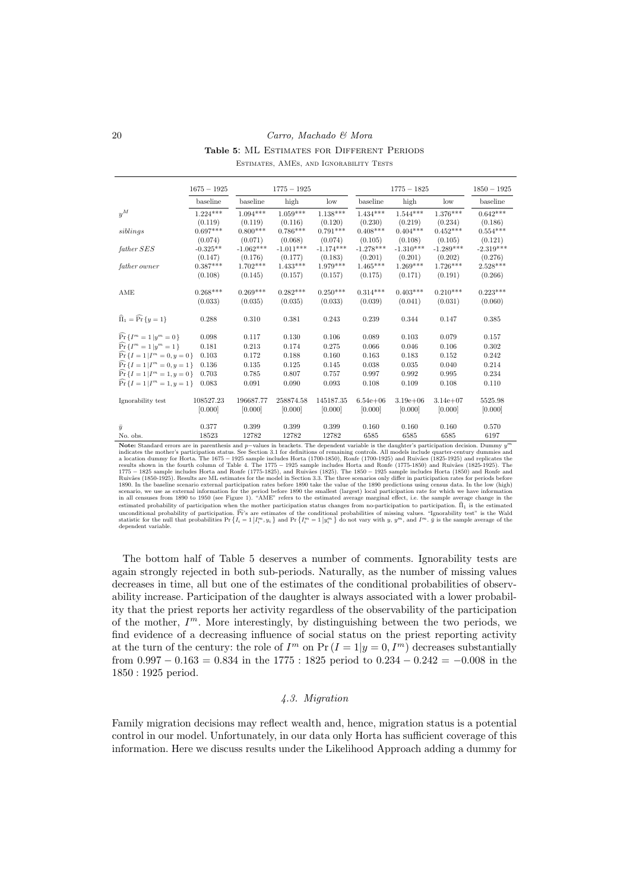**Table 5**: ML Estimates for Different Periods

Estimates, AMEs, and Ignorability Tests

| | $1675-1925$ | $1775-1925$ | | | $1775-1825$ | | | $1850-1925$ |
|---|---|---|---|---|---|---|---|---|
| | baseline | baseline | high | low | baseline | high | low | baseline |
| $y^M$ | 1.224*** | 1.094*** | 1.059*** | 1.138*** | 1.434*** | 1.544*** | 1.376*** | 0.642*** |
| | (0.119) | (0.119) | (0.116) | (0.120) | (0.230) | (0.219) | (0.234) | (0.186) |
| *siblings* | 0.697*** | 0.800*** | 0.786*** | 0.791*** | 0.408*** | 0.404*** | 0.452*** | 0.554*** |
| | (0.074) | (0.071) | (0.068) | (0.074) | (0.105) | (0.108) | (0.105) | (0.121) |
| *father SES* | -0.325** | -1.062*** | -1.011*** | -1.174*** | -1.278*** | -1.310*** | -1.289*** | -2.319*** |
| | (0.147) | (0.176) | (0.177) | (0.183) | (0.201) | (0.201) | (0.202) | (0.276) |
| *father owner* | 0.387*** | 1.702*** | 1.433*** | 1.979*** | 1.465*** | 1.269*** | 1.726*** | 2.528*** |
| | (0.108) | (0.145) | (0.157) | (0.157) | (0.175) | (0.171) | (0.191) | (0.266) |
| AME | 0.268*** | 0.269*** | 0.282*** | 0.250*** | 0.314*** | 0.403*** | 0.210*** | 0.223*** |
| | (0.033) | (0.035) | (0.035) | (0.033) | (0.039) | (0.041) | (0.031) | (0.060) |
| $\widehat{\Pi}_1 = \widehat{\Pr}\{y=1\}$ | 0.288 | 0.310 | 0.381 | 0.243 | 0.239 | 0.344 | 0.147 | 0.385 |
| $\widehat{\Pr}\{I^m=1\|y^m=0\}$ | 0.098 | 0.117 | 0.130 | 0.106 | 0.089 | 0.103 | 0.079 | 0.157 |
| $\widehat{\Pr}\{I^m=1\|y^m=1\}$ | 0.181 | 0.213 | 0.174 | 0.275 | 0.066 | 0.046 | 0.106 | 0.302 |
| $\widehat{\Pr}\{I=1\|I^m=0,y=0\}$ | 0.103 | 0.172 | 0.188 | 0.160 | 0.163 | 0.183 | 0.152 | 0.242 |
| $\widehat{\Pr}\{I=1\|I^m=0,y=1\}$ | 0.136 | 0.135 | 0.125 | 0.145 | 0.038 | 0.035 | 0.040 | 0.214 |
| $\widehat{\Pr}\{I=1\|I^m=1,y=0\}$ | 0.703 | 0.785 | 0.807 | 0.757 | 0.997 | 0.992 | 0.995 | 0.234 |
| $\widehat{\Pr}\{I=1\|I^m=1,y=1\}$ | 0.083 | 0.091 | 0.090 | 0.093 | 0.108 | 0.109 | 0.108 | 0.110 |
| Ignorability test | 108527.23 | 196687.77 | 258874.58 | 145187.35 | 6.54e+06 | 3.19e+06 | 3.14e+07 | 5525.98 |
| | [0.000] | [0.000] | [0.000] | [0.000] | [0.000] | [0.000] | [0.000] | [0.000] |
| $\bar{y}$ | 0.377 | 0.399 | 0.399 | 0.399 | 0.160 | 0.160 | 0.160 | 0.570 |
| No. obs. | 18523 | 12782 | 12782 | 12782 | 6585 | 6585 | 6585 | 6197 |

**Note:** Standard errors are in parenthesis and $p-$values in brackets. The dependent variable is the daughter's participation decision. Dummy $y^m$ indicates the mother's participation status. See Section 3.1 for definitions of remaining controls. All models include quarter-century dummies and a location dummy for Horta. The $1675-1925$ sample includes Horta (1700-1850), Ronfe (1700-1925) and Ruivães (1825-1925) and replicates the results shown in the fourth column of Table 4. The $1775-1925$ sample includes Horta and Ronfe (1775-1850) and Ruivães (1825-1925). The $1775-1825$ sample includes Horta and Ronfe (1775-1825), and Ruivães (1825). The $1850-1925$ sample includes Horta (1850) and Ronfe and Ruivães (1850-1925). Results are ML estimates for the model in Section 3.3. The three scenarios only differ in participation rates for periods before 1890. In the baseline scenario external participation rates before 1890 take the value of the 1890 predictions using census data. In the low (high) scenario, we use as external information for the period before 1890 the smallest (largest) local participation rate for which we have information in all censuses from 1890 to 1950 (see Figure 1). "AME" refers to the estimated average marginal effect, i.e. the sample average change in the estimated probability of participation when the mother participation status changes from no-participation to participation. $\widehat{\Pi}_1$ is the estimated unconditional probability of participation. $\widehat{\Pr}$'s are estimates of the conditional probabilities of missing values. "Ignorability test" is the Wald statistic for the null that probabilities $\Pr\{I_i=1|I_i^m,y_i\}$ and $\Pr\{I_i^m=1|y_i^m\}$ do not vary with $y$, $y^m$, and $I^m$. $\bar{y}$ is the sample average of the dependent variable.

The bottom half of Table 5 deserves a number of comments. Ignorability tests are again strongly rejected in both sub-periods. Naturally, as the number of missing values decreases in time, all but one of the estimates of the conditional probabilities of observability increase. Participation of the daughter is always associated with a lower probability that the priest reports her activity regardless of the observability of the participation of the mother, $I^m$. More interestingly, by distinguishing between the two periods, we find evidence of a decreasing influence of social status on the priest reporting activity at the turn of the century: the role of $I^m$ on $\Pr(I=1|y=0,I^m)$ decreases substantially from $0.997-0.163=0.834$ in the $1775:1825$ period to $0.234-0.242=-0.008$ in the $1850:1925$ period.

### *4.3. Migration*

Family migration decisions may reflect wealth and, hence, migration status is a potential control in our model. Unfortunately, in our data only Horta has sufficient coverage of this information. Here we discuss results under the Likelihood Approach adding a dummy for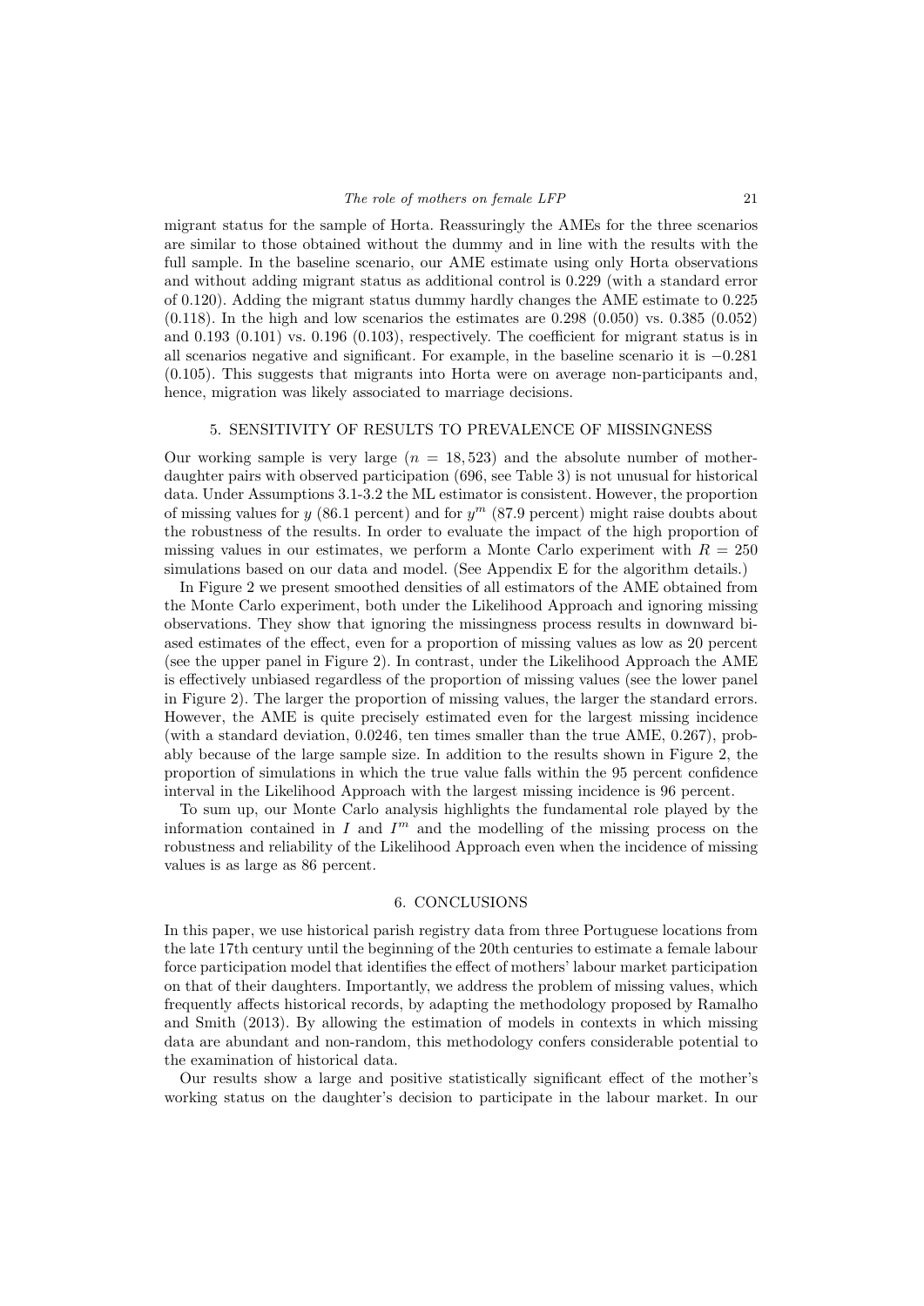migrant status for the sample of Horta. Reassuringly the AMEs for the three scenarios are similar to those obtained without the dummy and in line with the results with the full sample. In the baseline scenario, our AME estimate using only Horta observations and without adding migrant status as additional control is 0.229 (with a standard error of 0.120). Adding the migrant status dummy hardly changes the AME estimate to 0.225 (0.118). In the high and low scenarios the estimates are 0.298 (0.050) vs. 0.385 (0.052) and 0.193 (0.101) vs. 0.196 (0.103), respectively. The coefficient for migrant status is in all scenarios negative and significant. For example, in the baseline scenario it is $-0.281$ (0.105). This suggests that migrants into Horta were on average non-participants and, hence, migration was likely associated to marriage decisions.

## 5. SENSITIVITY OF RESULTS TO PREVALENCE OF MISSINGNESS

Our working sample is very large ($n = 18,523$) and the absolute number of mother-daughter pairs with observed participation (696, see Table 3) is not unusual for historical data. Under Assumptions 3.1-3.2 the ML estimator is consistent. However, the proportion of missing values for $y$ (86.1 percent) and for $y^m$ (87.9 percent) might raise doubts about the robustness of the results. In order to evaluate the impact of the high proportion of missing values in our estimates, we perform a Monte Carlo experiment with $R = 250$ simulations based on our data and model. (See Appendix E for the algorithm details.)

In Figure 2 we present smoothed densities of all estimators of the AME obtained from the Monte Carlo experiment, both under the Likelihood Approach and ignoring missing observations. They show that ignoring the missingness process results in downward biased estimates of the effect, even for a proportion of missing values as low as 20 percent (see the upper panel in Figure 2). In contrast, under the Likelihood Approach the AME is effectively unbiased regardless of the proportion of missing values (see the lower panel in Figure 2). The larger the proportion of missing values, the larger the standard errors. However, the AME is quite precisely estimated even for the largest missing incidence (with a standard deviation, 0.0246, ten times smaller than the true AME, 0.267), probably because of the large sample size. In addition to the results shown in Figure 2, the proportion of simulations in which the true value falls within the 95 percent confidence interval in the Likelihood Approach with the largest missing incidence is 96 percent.

To sum up, our Monte Carlo analysis highlights the fundamental role played by the information contained in $I$ and $I^m$ and the modelling of the missing process on the robustness and reliability of the Likelihood Approach even when the incidence of missing values is as large as 86 percent.

## 6. CONCLUSIONS

In this paper, we use historical parish registry data from three Portuguese locations from the late 17th century until the beginning of the 20th centuries to estimate a female labour force participation model that identifies the effect of mothers' labour market participation on that of their daughters. Importantly, we address the problem of missing values, which frequently affects historical records, by adapting the methodology proposed by Ramalho and Smith (2013). By allowing the estimation of models in contexts in which missing data are abundant and non-random, this methodology confers considerable potential to the examination of historical data.

Our results show a large and positive statistically significant effect of the mother's working status on the daughter's decision to participate in the labour market. In our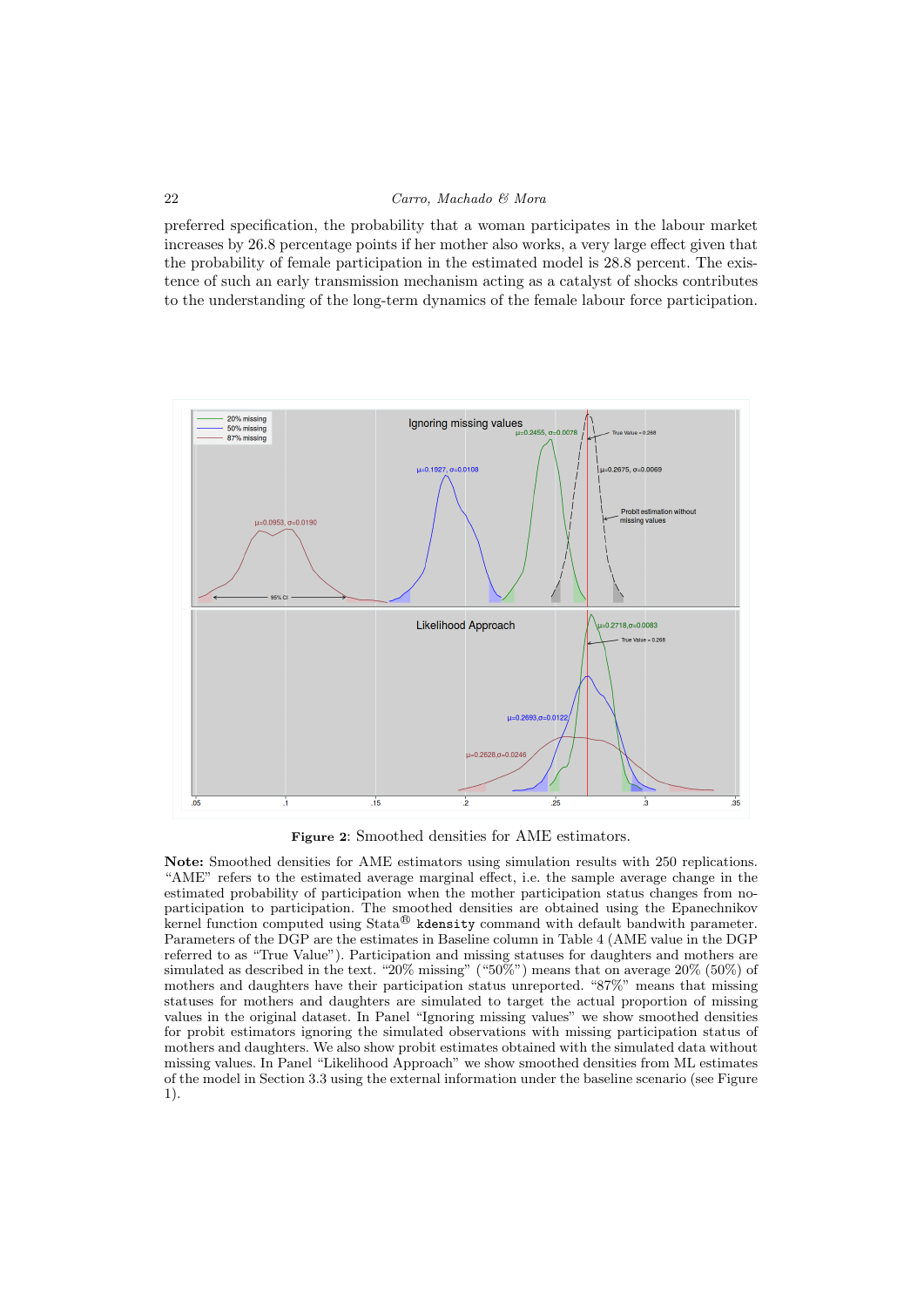preferred specification, the probability that a woman participates in the labour market increases by 26.8 percentage points if her mother also works, a very large effect given that the probability of female participation in the estimated model is 28.8 percent. The existence of such an early transmission mechanism acting as a catalyst of shocks contributes to the understanding of the long-term dynamics of the female labour force participation.

**Figure 2**: Smoothed densities for AME estimators.

**Note:** Smoothed densities for AME estimators using simulation results with 250 replications. "AME" refers to the estimated average marginal effect, i.e. the sample average change in the estimated probability of participation when the mother participation status changes from no-participation to participation. The smoothed densities are obtained using the Epanechnikov kernel function computed using Stata® `kdensity` command with default bandwith parameter. Parameters of the DGP are the estimates in Baseline column in Table 4 (AME value in the DGP referred to as "True Value"). Participation and missing statuses for daughters and mothers are simulated as described in the text. "20% missing" ("50%") means that on average 20% (50%) of mothers and daughters have their participation status unreported. "87%" means that missing statuses for mothers and daughters are simulated to target the actual proportion of missing values in the original dataset. In Panel "Ignoring missing values" we show smoothed densities for probit estimators ignoring the simulated observations with missing participation status of mothers and daughters. We also show probit estimates obtained with the simulated data without missing values. In Panel "Likelihood Approach" we show smoothed densities from ML estimates of the model in Section 3.3 using the external information under the baseline scenario (see Figure 1).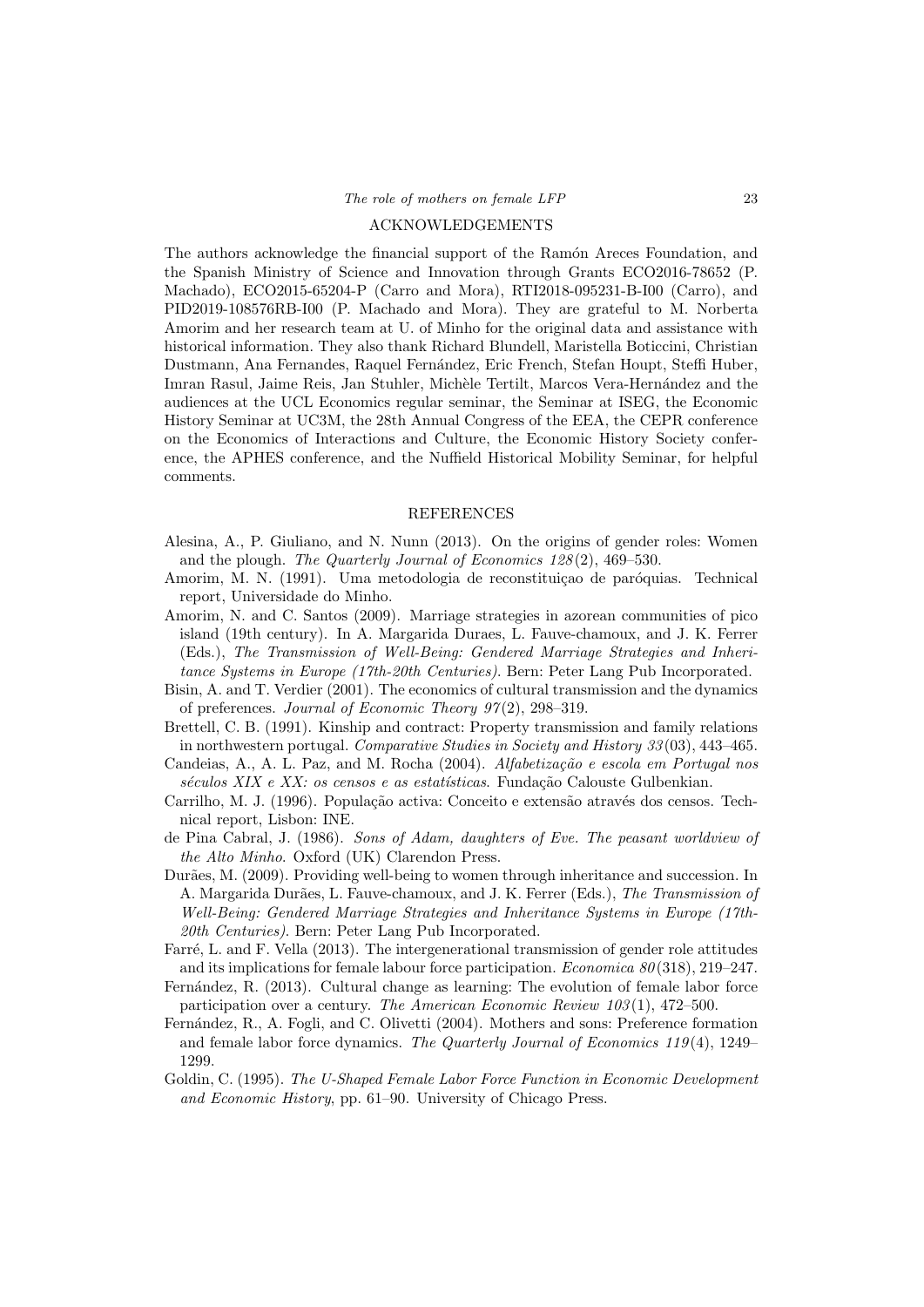## ACKNOWLEDGEMENTS

The authors acknowledge the financial support of the Ramón Areces Foundation, and the Spanish Ministry of Science and Innovation through Grants ECO2016-78652 (P. Machado), ECO2015-65204-P (Carro and Mora), RTI2018-095231-B-I00 (Carro), and PID2019-108576RB-I00 (P. Machado and Mora). They are grateful to M. Norberta Amorim and her research team at U. of Minho for the original data and assistance with historical information. They also thank Richard Blundell, Maristella Boticcini, Christian Dustmann, Ana Fernandes, Raquel Fernández, Eric French, Stefan Houpt, Steffi Huber, Imran Rasul, Jaime Reis, Jan Stuhler, Michèle Tertilt, Marcos Vera-Hernández and the audiences at the UCL Economics regular seminar, the Seminar at ISEG, the Economic History Seminar at UC3M, the 28th Annual Congress of the EEA, the CEPR conference on the Economics of Interactions and Culture, the Economic History Society conference, the APHES conference, and the Nuffield Historical Mobility Seminar, for helpful comments.

## REFERENCES

Alesina, A., P. Giuliano, and N. Nunn (2013). On the origins of gender roles: Women and the plough. *The Quarterly Journal of Economics 128*(2), 469–530.

Amorim, M. N. (1991). Uma metodologia de reconstituiçao de paróquias. Technical report, Universidade do Minho.

Amorim, N. and C. Santos (2009). Marriage strategies in azorean communities of pico island (19th century). In A. Margarida Duraes, L. Fauve-chamoux, and J. K. Ferrer (Eds.), *The Transmission of Well-Being: Gendered Marriage Strategies and Inheritance Systems in Europe (17th-20th Centuries)*. Bern: Peter Lang Pub Incorporated.

Bisin, A. and T. Verdier (2001). The economics of cultural transmission and the dynamics of preferences. *Journal of Economic Theory 97*(2), 298–319.

Brettell, C. B. (1991). Kinship and contract: Property transmission and family relations in northwestern portugal. *Comparative Studies in Society and History 33*(03), 443–465.

Candeias, A., A. L. Paz, and M. Rocha (2004). *Alfabetização e escola em Portugal nos séculos XIX e XX: os censos e as estatísticas*. Fundação Calouste Gulbenkian.

Carrilho, M. J. (1996). População activa: Conceito e extensão através dos censos. Technical report, Lisbon: INE.

de Pina Cabral, J. (1986). *Sons of Adam, daughters of Eve. The peasant worldview of the Alto Minho*. Oxford (UK) Clarendon Press.

Durães, M. (2009). Providing well-being to women through inheritance and succession. In A. Margarida Durães, L. Fauve-chamoux, and J. K. Ferrer (Eds.), *The Transmission of Well-Being: Gendered Marriage Strategies and Inheritance Systems in Europe (17th-20th Centuries)*. Bern: Peter Lang Pub Incorporated.

Farré, L. and F. Vella (2013). The intergenerational transmission of gender role attitudes and its implications for female labour force participation. *Economica 80*(318), 219–247.

Fernández, R. (2013). Cultural change as learning: The evolution of female labor force participation over a century. *The American Economic Review 103*(1), 472–500.

Fernández, R., A. Fogli, and C. Olivetti (2004). Mothers and sons: Preference formation and female labor force dynamics. *The Quarterly Journal of Economics 119*(4), 1249–1299.

Goldin, C. (1995). *The U-Shaped Female Labor Force Function in Economic Development and Economic History*, pp. 61–90. University of Chicago Press.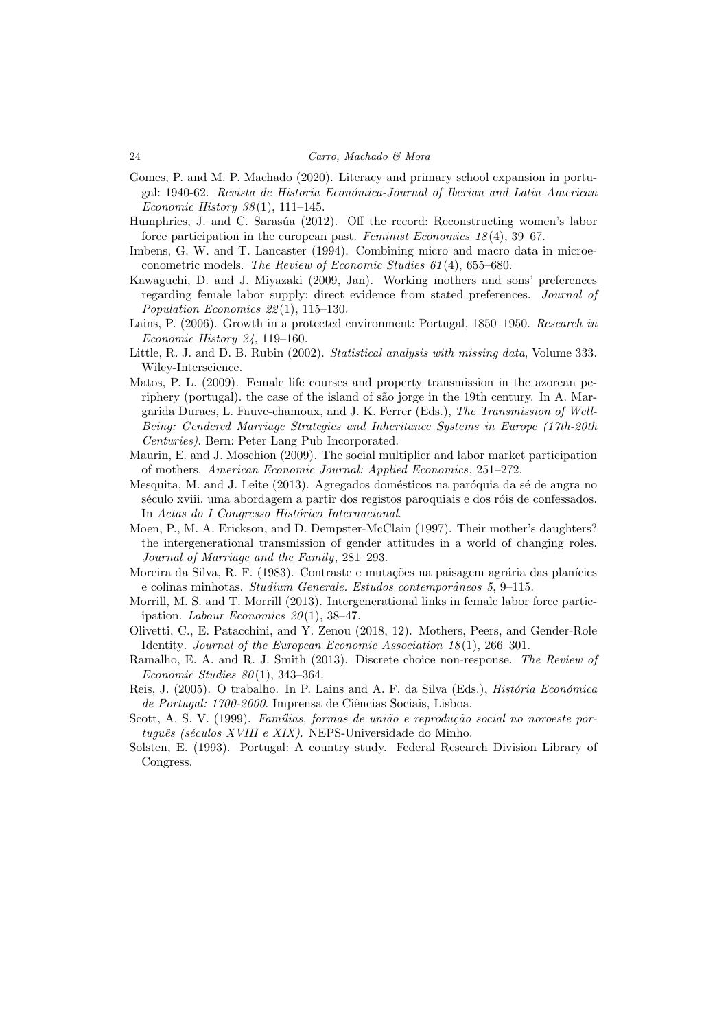Gomes, P. and M. P. Machado (2020). Literacy and primary school expansion in portugal: 1940-62. *Revista de Historia Económica-Journal of Iberian and Latin American Economic History 38*(1), 111–145.

Humphries, J. and C. Sarasúa (2012). Off the record: Reconstructing women's labor force participation in the european past. *Feminist Economics 18*(4), 39–67.

Imbens, G. W. and T. Lancaster (1994). Combining micro and macro data in microeconometric models. *The Review of Economic Studies 61*(4), 655–680.

Kawaguchi, D. and J. Miyazaki (2009, Jan). Working mothers and sons' preferences regarding female labor supply: direct evidence from stated preferences. *Journal of Population Economics 22*(1), 115–130.

Lains, P. (2006). Growth in a protected environment: Portugal, 1850–1950. *Research in Economic History 24*, 119–160.

Little, R. J. and D. B. Rubin (2002). *Statistical analysis with missing data*, Volume 333. Wiley-Interscience.

Matos, P. L. (2009). Female life courses and property transmission in the azorean periphery (portugal). the case of the island of são jorge in the 19th century. In A. Margarida Duraes, L. Fauve-chamoux, and J. K. Ferrer (Eds.), *The Transmission of Well-Being: Gendered Marriage Strategies and Inheritance Systems in Europe (17th-20th Centuries)*. Bern: Peter Lang Pub Incorporated.

Maurin, E. and J. Moschion (2009). The social multiplier and labor market participation of mothers. *American Economic Journal: Applied Economics*, 251–272.

Mesquita, M. and J. Leite (2013). Agregados domésticos na paróquia da sé de angra no século xviii. uma abordagem a partir dos registos paroquiais e dos róis de confessados. In *Actas do I Congresso Histórico Internacional*.

Moen, P., M. A. Erickson, and D. Dempster-McClain (1997). Their mother's daughters? the intergenerational transmission of gender attitudes in a world of changing roles. *Journal of Marriage and the Family*, 281–293.

Moreira da Silva, R. F. (1983). Contraste e mutações na paisagem agrária das planícies e colinas minhotas. *Studium Generale. Estudos contemporâneos 5*, 9–115.

Morrill, M. S. and T. Morrill (2013). Intergenerational links in female labor force participation. *Labour Economics 20*(1), 38–47.

Olivetti, C., E. Patacchini, and Y. Zenou (2018, 12). Mothers, Peers, and Gender-Role Identity. *Journal of the European Economic Association 18*(1), 266–301.

Ramalho, E. A. and R. J. Smith (2013). Discrete choice non-response. *The Review of Economic Studies 80*(1), 343–364.

Reis, J. (2005). O trabalho. In P. Lains and A. F. da Silva (Eds.), *História Económica de Portugal: 1700-2000*. Imprensa de Ciências Sociais, Lisboa.

Scott, A. S. V. (1999). *Famílias, formas de união e reprodução social no noroeste português (séculos XVIII e XIX)*. NEPS-Universidade do Minho.

Solsten, E. (1993). Portugal: A country study. Federal Research Division Library of Congress.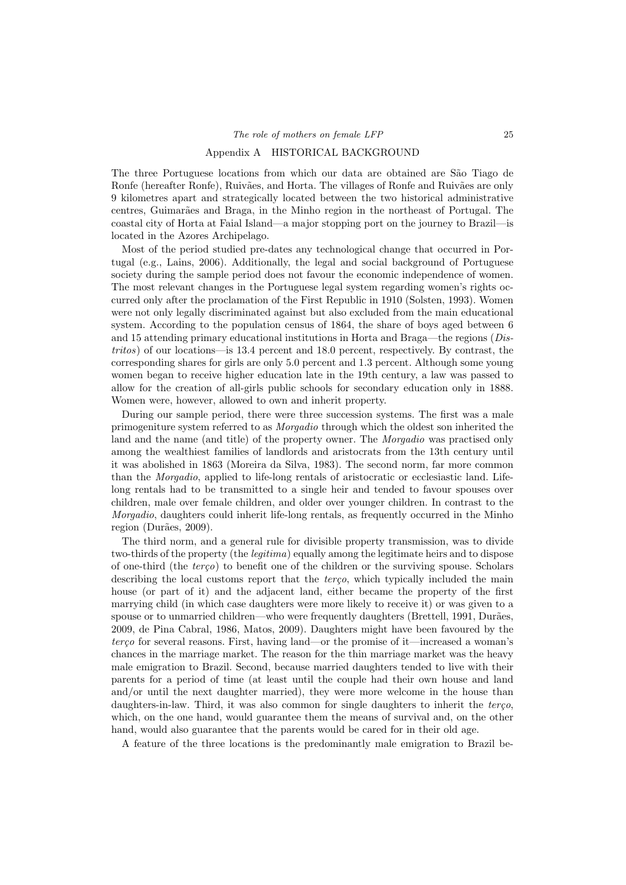## Appendix A HISTORICAL BACKGROUND

The three Portuguese locations from which our data are obtained are São Tiago de Ronfe (hereafter Ronfe), Ruivães, and Horta. The villages of Ronfe and Ruivães are only 9 kilometres apart and strategically located between the two historical administrative centres, Guimarães and Braga, in the Minho region in the northeast of Portugal. The coastal city of Horta at Faial Island—a major stopping port on the journey to Brazil—is located in the Azores Archipelago.

Most of the period studied pre-dates any technological change that occurred in Portugal (e.g., Lains, 2006). Additionally, the legal and social background of Portuguese society during the sample period does not favour the economic independence of women. The most relevant changes in the Portuguese legal system regarding women's rights occurred only after the proclamation of the First Republic in 1910 (Solsten, 1993). Women were not only legally discriminated against but also excluded from the main educational system. According to the population census of 1864, the share of boys aged between 6 and 15 attending primary educational institutions in Horta and Braga—the regions (*Distritos*) of our locations—is 13.4 percent and 18.0 percent, respectively. By contrast, the corresponding shares for girls are only 5.0 percent and 1.3 percent. Although some young women began to receive higher education late in the 19th century, a law was passed to allow for the creation of all-girls public schools for secondary education only in 1888. Women were, however, allowed to own and inherit property.

During our sample period, there were three succession systems. The first was a male primogeniture system referred to as *Morgadio* through which the oldest son inherited the land and the name (and title) of the property owner. The *Morgadio* was practised only among the wealthiest families of landlords and aristocrats from the 13th century until it was abolished in 1863 (Moreira da Silva, 1983). The second norm, far more common than the *Morgadio*, applied to life-long rentals of aristocratic or ecclesiastic land. Life-long rentals had to be transmitted to a single heir and tended to favour spouses over children, male over female children, and older over younger children. In contrast to the *Morgadio*, daughters could inherit life-long rentals, as frequently occurred in the Minho region (Durães, 2009).

The third norm, and a general rule for divisible property transmission, was to divide two-thirds of the property (the *legitima*) equally among the legitimate heirs and to dispose of one-third (the *terço*) to benefit one of the children or the surviving spouse. Scholars describing the local customs report that the *terço*, which typically included the main house (or part of it) and the adjacent land, either became the property of the first marrying child (in which case daughters were more likely to receive it) or was given to a spouse or to unmarried children—who were frequently daughters (Brettell, 1991, Durães, 2009, de Pina Cabral, 1986, Matos, 2009). Daughters might have been favoured by the *terço* for several reasons. First, having land—or the promise of it—increased a woman's chances in the marriage market. The reason for the thin marriage market was the heavy male emigration to Brazil. Second, because married daughters tended to live with their parents for a period of time (at least until the couple had their own house and land and/or until the next daughter married), they were more welcome in the house than daughters-in-law. Third, it was also common for single daughters to inherit the *terço*, which, on the one hand, would guarantee them the means of survival and, on the other hand, would also guarantee that the parents would be cared for in their old age.

A feature of the three locations is the predominantly male emigration to Brazil be-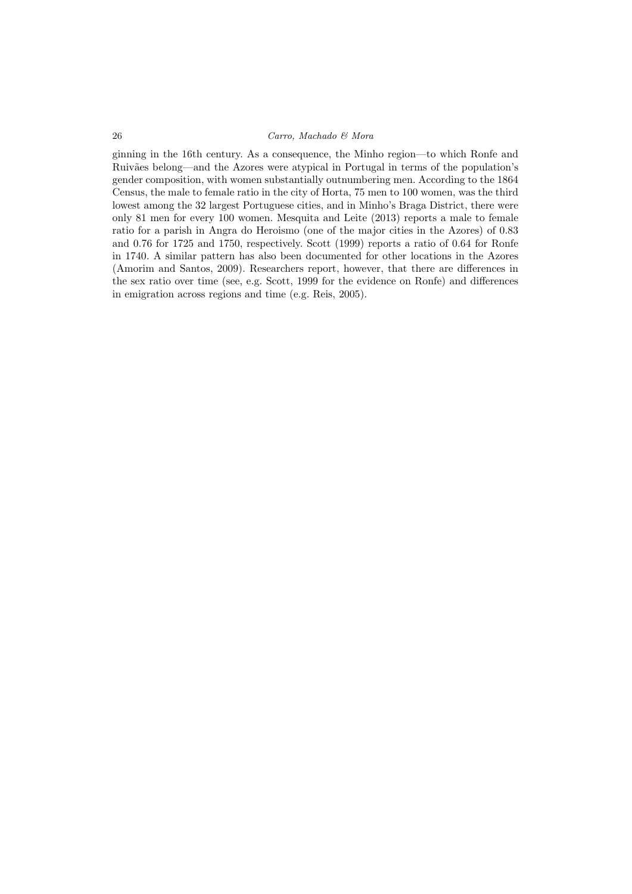ginning in the 16th century. As a consequence, the Minho region—to which Ronfe and Ruivães belong—and the Azores were atypical in Portugal in terms of the population's gender composition, with women substantially outnumbering men. According to the 1864 Census, the male to female ratio in the city of Horta, 75 men to 100 women, was the third lowest among the 32 largest Portuguese cities, and in Minho's Braga District, there were only 81 men for every 100 women. Mesquita and Leite (2013) reports a male to female ratio for a parish in Angra do Heroismo (one of the major cities in the Azores) of 0.83 and 0.76 for 1725 and 1750, respectively. Scott (1999) reports a ratio of 0.64 for Ronfe in 1740. A similar pattern has also been documented for other locations in the Azores (Amorim and Santos, 2009). Researchers report, however, that there are differences in the sex ratio over time (see, e.g. Scott, 1999 for the evidence on Ronfe) and differences in emigration across regions and time (e.g. Reis, 2005).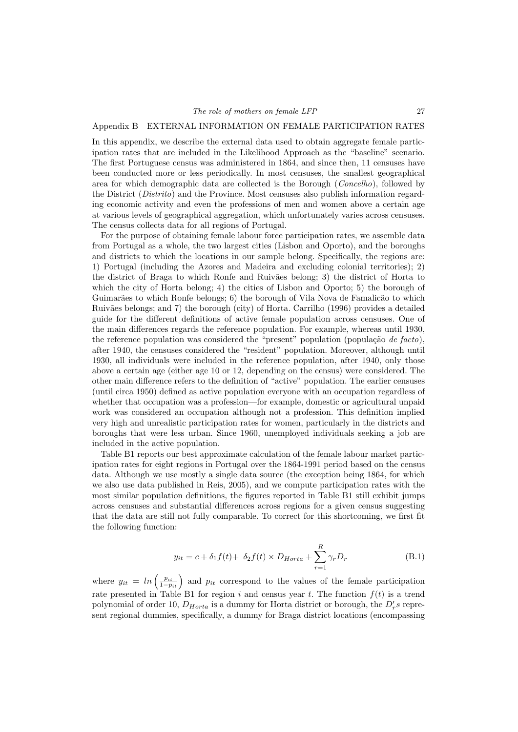## Appendix B EXTERNAL INFORMATION ON FEMALE PARTICIPATION RATES

In this appendix, we describe the external data used to obtain aggregate female participation rates that are included in the Likelihood Approach as the "baseline" scenario. The first Portuguese census was administered in 1864, and since then, 11 censuses have been conducted more or less periodically. In most censuses, the smallest geographical area for which demographic data are collected is the Borough (*Concelho*), followed by the District (*Distrito*) and the Province. Most censuses also publish information regarding economic activity and even the professions of men and women above a certain age at various levels of geographical aggregation, which unfortunately varies across censuses. The census collects data for all regions of Portugal.

For the purpose of obtaining female labour force participation rates, we assemble data from Portugal as a whole, the two largest cities (Lisbon and Oporto), and the boroughs and districts to which the locations in our sample belong. Specifically, the regions are: 1) Portugal (including the Azores and Madeira and excluding colonial territories); 2) the district of Braga to which Ronfe and Ruivães belong; 3) the district of Horta to which the city of Horta belong; 4) the cities of Lisbon and Oporto; 5) the borough of Guimarães to which Ronfe belongs; 6) the borough of Vila Nova de Famalicão to which Ruivães belongs; and 7) the borough (city) of Horta. Carrilho (1996) provides a detailed guide for the different definitions of active female population across censuses. One of the main differences regards the reference population. For example, whereas until 1930, the reference population was considered the "present" population (população *de facto*), after 1940, the censuses considered the "resident" population. Moreover, although until 1930, all individuals were included in the reference population, after 1940, only those above a certain age (either age 10 or 12, depending on the census) were considered. The other main difference refers to the definition of "active" population. The earlier censuses (until circa 1950) defined as active population everyone with an occupation regardless of whether that occupation was a profession—for example, domestic or agricultural unpaid work was considered an occupation although not a profession. This definition implied very high and unrealistic participation rates for women, particularly in the districts and boroughs that were less urban. Since 1960, unemployed individuals seeking a job are included in the active population.

Table B1 reports our best approximate calculation of the female labour market participation rates for eight regions in Portugal over the 1864-1991 period based on the census data. Although we use mostly a single data source (the exception being 1864, for which we also use data published in Reis, 2005), and we compute participation rates with the most similar population definitions, the figures reported in Table B1 still exhibit jumps across censuses and substantial differences across regions for a given census suggesting that the data are still not fully comparable. To correct for this shortcoming, we first fit the following function:

$$y_{it} = c + \delta_1 f(t) + \ \delta_2 f(t) \times D_{Horta} + \sum_{r=1}^{R} \gamma_r D_r \tag{B.1}$$

where $y_{it} = ln\left(\frac{p_{it}}{1-p_{it}}\right)$ and $p_{it}$ correspond to the values of the female participation rate presented in Table B1 for region $i$ and census year $t$. The function $f(t)$ is a trend polynomial of order 10, $D_{Horta}$ is a dummy for Horta district or borough, the $D_r' s$ represent regional dummies, specifically, a dummy for Braga district locations (encompassing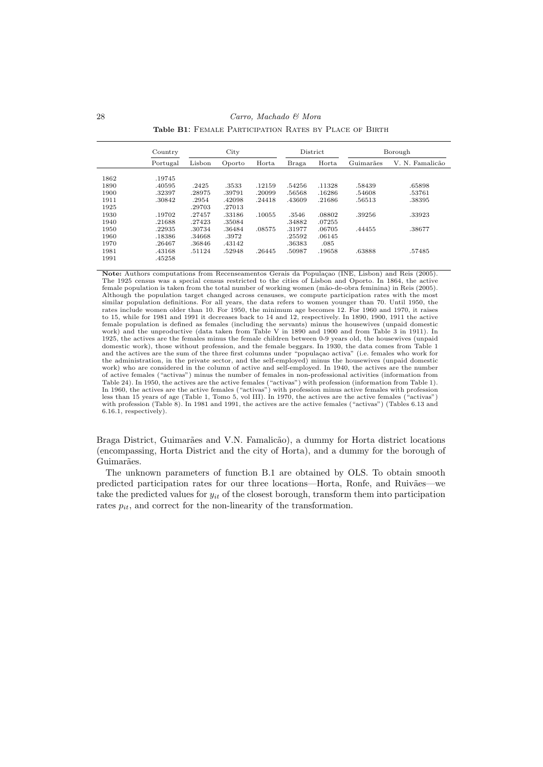**Table B1**: Female Participation Rates by Place of Birth

| | Country | City | | | District | | Borough | |
|---|---|---|---|---|---|---|---|---|
| | Portugal | Lisbon | Oporto | Horta | Braga | Horta | Guimarães | V. N. Famalicão |
| 1862 | .19745 | | | | | | | |
| 1890 | .40595 | .2425 | .3533 | .12159 | .54256 | .11328 | .58439 | .65898 |
| 1900 | .32397 | .28975 | .39791 | .20099 | .56568 | .16286 | .54608 | .53761 |
| 1911 | .30842 | .2954 | .42098 | .24418 | .43609 | .21686 | .56513 | .38395 |
| 1925 | | .29703 | .27013 | | | | | |
| 1930 | .19702 | .27457 | .33186 | .10055 | .3546 | .08802 | .39256 | .33923 |
| 1940 | .21688 | .27423 | .35084 | | .34882 | .07255 | | |
| 1950 | .22935 | .30734 | .36484 | .08575 | .31977 | .06705 | .44455 | .38677 |
| 1960 | .18386 | .34668 | .3972 | | .25592 | .06145 | | |
| 1970 | .26467 | .36846 | .43142 | | .36383 | .085 | | |
| 1981 | .43168 | .51124 | .52948 | .26445 | .50987 | .19658 | .63888 | .57485 |
| 1991 | .45258 | | | | | | | |

**Note:** Authors computations from Recenseamentos Gerais da Populaçao (INE, Lisbon) and Reis (2005). The 1925 census was a special census restricted to the cities of Lisbon and Oporto. In 1864, the active female population is taken from the total number of working women (mão-de-obra feminina) in Reis (2005). Although the population target changed across censuses, we compute participation rates with the most similar population definitions. For all years, the data refers to women younger than 70. Until 1950, the rates include women older than 10. For 1950, the minimum age becomes 12. For 1960 and 1970, it raises to 15, while for 1981 and 1991 it decreases back to 14 and 12, respectively. In 1890, 1900, 1911 the active female population is defined as females (including the servants) minus the housewives (unpaid domestic work) and the unproductive (data taken from Table V in 1890 and 1900 and from Table 3 in 1911). In 1925, the actives are the females minus the female children between 0-9 years old, the housewives (unpaid domestic work), those without profession, and the female beggars. In 1930, the data comes from Table 1 and the actives are the sum of the three first columns under "populaçao activa" (i.e. females who work for the administration, in the private sector, and the self-employed) minus the housewives (unpaid domestic work) who are considered in the column of active and self-employed. In 1940, the actives are the number of active females ("activas") minus the number of females in non-professional activities (information from Table 24). In 1950, the actives are the active females ("activas") with profession (information from Table 1). In 1960, the actives are the active females ("activas") with profession minus active females with profession less than 15 years of age (Table 1, Tomo 5, vol III). In 1970, the actives are the active females ("activas") with profession (Table 8). In 1981 and 1991, the actives are the active females ("activas") (Tables 6.13 and 6.16.1, respectively).

Braga District, Guimarães and V.N. Famalicão), a dummy for Horta district locations (encompassing, Horta District and the city of Horta), and a dummy for the borough of Guimarães.

The unknown parameters of function B.1 are obtained by OLS. To obtain smooth predicted participation rates for our three locations—Horta, Ronfe, and Ruivães—we take the predicted values for $y_{it}$ of the closest borough, transform them into participation rates $p_{it}$, and correct for the non-linearity of the transformation.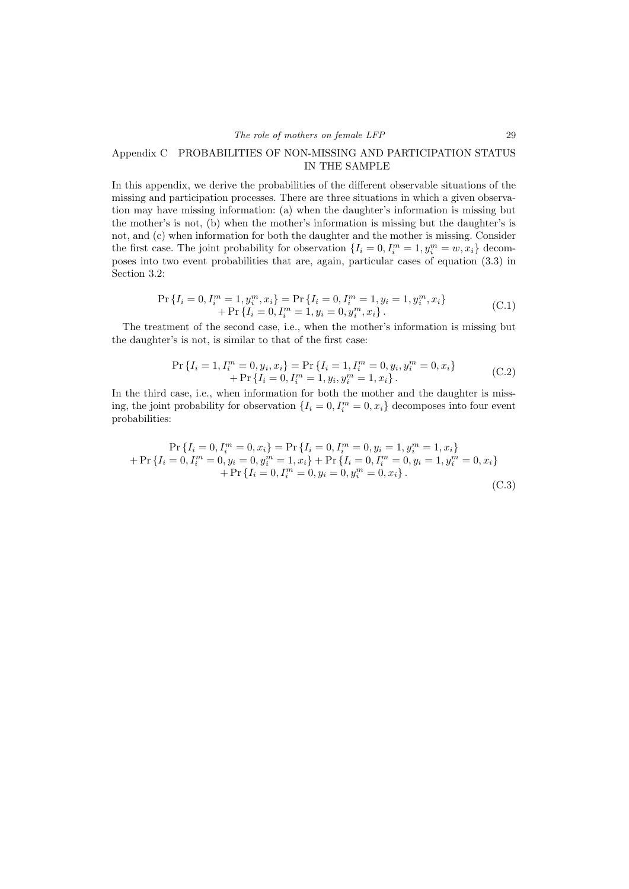## Appendix C PROBABILITIES OF NON-MISSING AND PARTICIPATION STATUS IN THE SAMPLE

In this appendix, we derive the probabilities of the different observable situations of the missing and participation processes. There are three situations in which a given observation may have missing information: (a) when the daughter's information is missing but the mother's is not, (b) when the mother's information is missing but the daughter's is not, and (c) when information for both the daughter and the mother is missing. Consider the first case. The joint probability for observation $\{I_i = 0, I_i^m = 1, y_i^m = w, x_i\}$ decomposes into two event probabilities that are, again, particular cases of equation (3.3) in Section 3.2:

$$\begin{aligned}\Pr\{I_i = 0, I_i^m = 1, y_i^m, x_i\} = \Pr\{I_i = 0, I_i^m = 1, y_i = 1, y_i^m, x_i\} \\ + \Pr\{I_i = 0, I_i^m = 1, y_i = 0, y_i^m, x_i\}.\end{aligned} \tag{C.1}$$

The treatment of the second case, i.e., when the mother's information is missing but the daughter's is not, is similar to that of the first case:

$$\begin{aligned}\Pr\{I_i = 1, I_i^m = 0, y_i, x_i\} = \Pr\{I_i = 1, I_i^m = 0, y_i, y_i^m = 0, x_i\} \\ + \Pr\{I_i = 0, I_i^m = 1, y_i, y_i^m = 1, x_i\}.\end{aligned} \tag{C.2}$$

In the third case, i.e., when information for both the mother and the daughter is missing, the joint probability for observation $\{I_i = 0, I_i^m = 0, x_i\}$ decomposes into four event probabilities:

$$\begin{aligned}\Pr\{I_i = 0, I_i^m = 0, x_i\} = \Pr\{I_i = 0, I_i^m = 0, y_i = 1, y_i^m = 1, x_i\} \\ + \Pr\{I_i = 0, I_i^m = 0, y_i = 0, y_i^m = 1, x_i\} + \Pr\{I_i = 0, I_i^m = 0, y_i = 1, y_i^m = 0, x_i\} \\ + \Pr\{I_i = 0, I_i^m = 0, y_i = 0, y_i^m = 0, x_i\}.\end{aligned} \tag{C.3}$$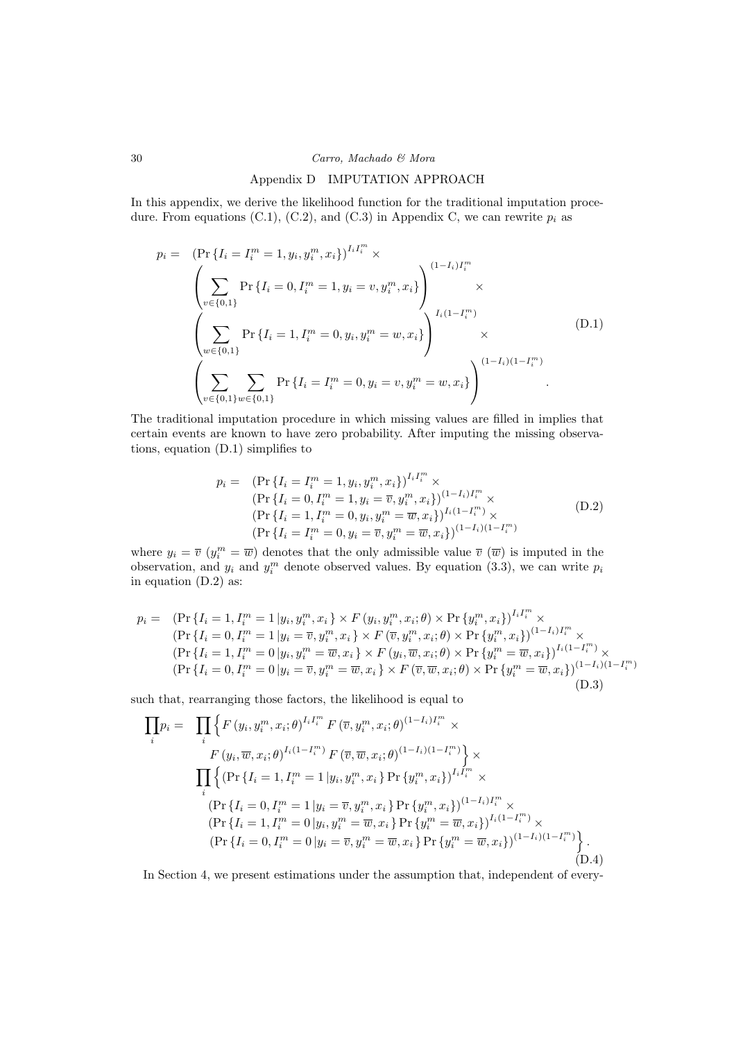## Appendix D IMPUTATION APPROACH

In this appendix, we derive the likelihood function for the traditional imputation procedure. From equations (C.1), (C.2), and (C.3) in Appendix C, we can rewrite $p_i$ as

$$
\begin{aligned}
p_i = \quad & \left(\Pr\left\{I_i = I_i^m = 1, y_i, y_i^m, x_i\right\}\right)^{I_i I_i^m} \times \\
& \left(\sum_{v\in\{0,1\}} \Pr\left\{I_i = 0, I_i^m = 1, y_i = v, y_i^m, x_i\right\}\right)^{(1-I_i)I_i^m} \times \\
& \left(\sum_{w\in\{0,1\}} \Pr\left\{I_i = 1, I_i^m = 0, y_i, y_i^m = w, x_i\right\}\right)^{I_i(1-I_i^m)} \times \\
& \left(\sum_{v\in\{0,1\}}\sum_{w\in\{0,1\}} \Pr\left\{I_i = I_i^m = 0, y_i = v, y_i^m = w, x_i\right\}\right)^{(1-I_i)(1-I_i^m)} .
\end{aligned}
\tag{D.1}
$$

The traditional imputation procedure in which missing values are filled in implies that certain events are known to have zero probability. After imputing the missing observations, equation (D.1) simplifies to

$$
\begin{aligned}
p_i = \quad & \left(\Pr\left\{I_i = I_i^m = 1, y_i, y_i^m, x_i\right\}\right)^{I_i I_i^m} \times \\
& \left(\Pr\left\{I_i = 0, I_i^m = 1, y_i = \overline{v}, y_i^m, x_i\right\}\right)^{(1-I_i)I_i^m} \times \\
& \left(\Pr\left\{I_i = 1, I_i^m = 0, y_i, y_i^m = \overline{w}, x_i\right\}\right)^{I_i(1-I_i^m)} \times \\
& \left(\Pr\left\{I_i = I_i^m = 0, y_i = \overline{v}, y_i^m = \overline{w}, x_i\right\}\right)^{(1-I_i)(1-I_i^m)}
\end{aligned}
\tag{D.2}
$$

where $y_i = \overline{v}$ ($y_i^m = \overline{w}$) denotes that the only admissible value $\overline{v}$ ($\overline{w}$) is imputed in the observation, and $y_i$ and $y_i^m$ denote observed values. By equation (3.3), we can write $p_i$ in equation (D.2) as:

$$
\begin{aligned}
p_i = \quad & \left(\Pr\left\{I_i = 1, I_i^m = 1 \left| y_i, y_i^m, x_i\right.\right\} \times F\left(y_i, y_i^m, x_i; \theta\right) \times \Pr\left\{y_i^m, x_i\right\}\right)^{I_i I_i^m} \times \\
& \left(\Pr\left\{I_i = 0, I_i^m = 1 \left| y_i = \overline{v}, y_i^m, x_i\right.\right\} \times F\left(\overline{v}, y_i^m, x_i; \theta\right) \times \Pr\left\{y_i^m, x_i\right\}\right)^{(1-I_i)I_i^m} \times \\
& \left(\Pr\left\{I_i = 1, I_i^m = 0 \left| y_i, y_i^m = \overline{w}, x_i\right.\right\} \times F\left(y_i, \overline{w}, x_i; \theta\right) \times \Pr\left\{y_i^m = \overline{w}, x_i\right\}\right)^{I_i(1-I_i^m)} \times \\
& \left(\Pr\left\{I_i = 0, I_i^m = 0 \left| y_i = \overline{v}, y_i^m = \overline{w}, x_i\right.\right\} \times F\left(\overline{v}, \overline{w}, x_i; \theta\right) \times \Pr\left\{y_i^m = \overline{w}, x_i\right\}\right)^{(1-I_i)(1-I_i^m)}
\end{aligned}
\tag{D.3}
$$

such that, rearranging those factors, the likelihood is equal to

$$
\begin{aligned}
\prod_i p_i = \quad & \prod_i \Big\{ F\left(y_i, y_i^m, x_i; \theta\right)^{I_i I_i^m} F\left(\overline{v}, y_i^m, x_i; \theta\right)^{(1-I_i)I_i^m} \times \\
& \quad F\left(y_i, \overline{w}, x_i; \theta\right)^{I_i(1-I_i^m)} F\left(\overline{v}, \overline{w}, x_i; \theta\right)^{(1-I_i)(1-I_i^m)} \Big\} \times \\
& \prod_i \Big\{ \left(\Pr\left\{I_i = 1, I_i^m = 1 \left| y_i, y_i^m, x_i\right.\right\} \Pr\left\{y_i^m, x_i\right\}\right)^{I_i I_i^m} \times \\
& \quad \left(\Pr\left\{I_i = 0, I_i^m = 1 \left| y_i = \overline{v}, y_i^m, x_i\right.\right\} \Pr\left\{y_i^m, x_i\right\}\right)^{(1-I_i)I_i^m} \times \\
& \quad \left(\Pr\left\{I_i = 1, I_i^m = 0 \left| y_i, y_i^m = \overline{w}, x_i\right.\right\} \Pr\left\{y_i^m = \overline{w}, x_i\right\}\right)^{I_i(1-I_i^m)} \times \\
& \quad \left(\Pr\left\{I_i = 0, I_i^m = 0 \left| y_i = \overline{v}, y_i^m = \overline{w}, x_i\right.\right\} \Pr\left\{y_i^m = \overline{w}, x_i\right\}\right)^{(1-I_i)(1-I_i^m)} \Big\} .
\end{aligned}
\tag{D.4}
$$

In Section 4, we present estimations under the assumption that, independent of every-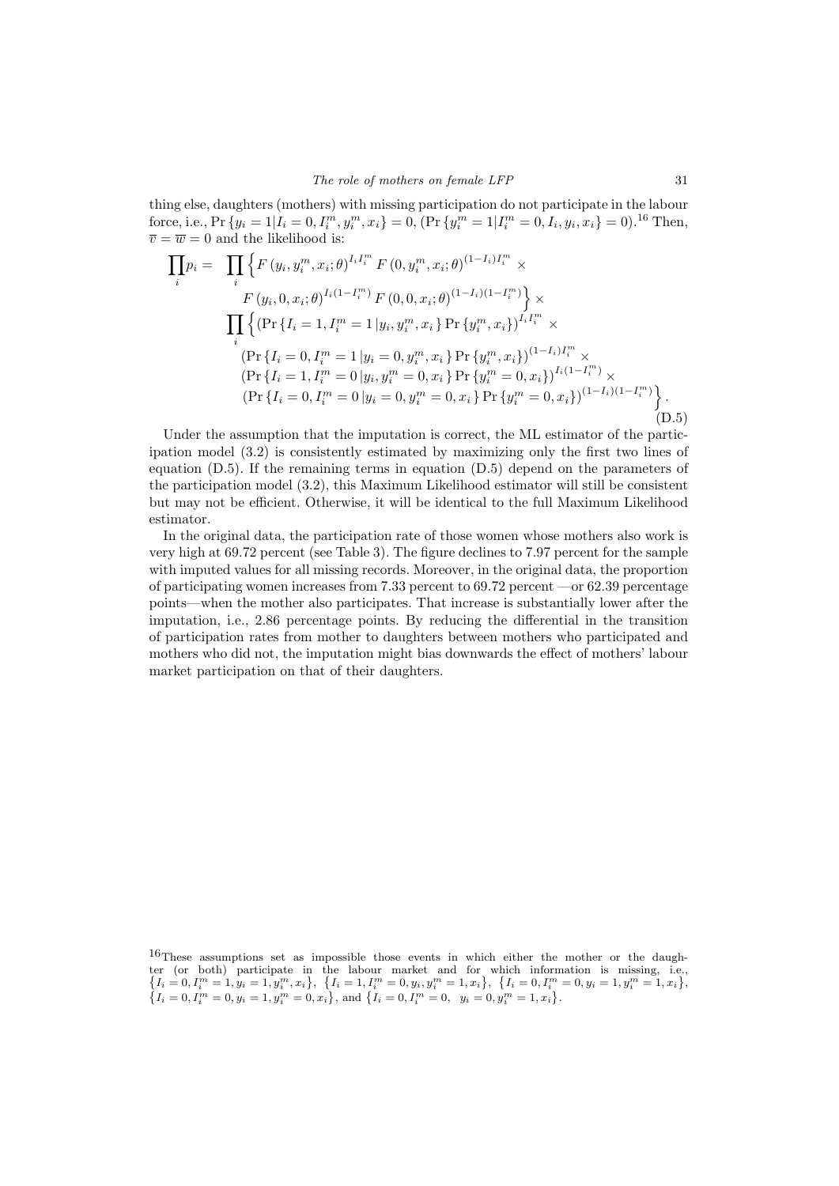thing else, daughters (mothers) with missing participation do not participate in the labour force, i.e., $\Pr\{y_i = 1|I_i = 0, I_i^m, y_i^m, x_i\} = 0$, ($\Pr\{y_i^m = 1|I_i^m = 0, I_i, y_i, x_i\} = 0$).[16] Then, $\overline{v} = \overline{w} = 0$ and the likelihood is:

$$
\begin{aligned}
\prod_i p_i = \; & \prod_i \Big\{ F(y_i, y_i^m, x_i; \theta)^{I_i I_i^m} \, F(0, y_i^m, x_i; \theta)^{(1-I_i) I_i^m} \times \\
& \quad F(y_i, 0, x_i; \theta)^{I_i (1-I_i^m)} \, F(0, 0, x_i; \theta)^{(1-I_i)(1-I_i^m)} \Big\} \times \\
& \prod_i \Big\{ \left( \Pr\{I_i = 1, I_i^m = 1 \,|y_i, y_i^m, x_i\} \Pr\{y_i^m, x_i\} \right)^{I_i I_i^m} \times \\
& \quad \left( \Pr\{I_i = 0, I_i^m = 1 \,|y_i = 0, y_i^m, x_i\} \Pr\{y_i^m, x_i\} \right)^{(1-I_i) I_i^m} \times \\
& \quad \left( \Pr\{I_i = 1, I_i^m = 0 \,|y_i, y_i^m = 0, x_i\} \Pr\{y_i^m = 0, x_i\} \right)^{I_i (1-I_i^m)} \times \\
& \quad \left( \Pr\{I_i = 0, I_i^m = 0 \,|y_i = 0, y_i^m = 0, x_i\} \Pr\{y_i^m = 0, x_i\} \right)^{(1-I_i)(1-I_i^m)} \Big\}.
\end{aligned}
\tag{D.5}
$$

Under the assumption that the imputation is correct, the ML estimator of the participation model (3.2) is consistently estimated by maximizing only the first two lines of equation (D.5). If the remaining terms in equation (D.5) depend on the parameters of the participation model (3.2), this Maximum Likelihood estimator will still be consistent but may not be efficient. Otherwise, it will be identical to the full Maximum Likelihood estimator.

In the original data, the participation rate of those women whose mothers also work is very high at 69.72 percent (see Table 3). The figure declines to 7.97 percent for the sample with imputed values for all missing records. Moreover, in the original data, the proportion of participating women increases from 7.33 percent to 69.72 percent —or 62.39 percentage points— when the mother also participates. That increase is substantially lower after the imputation, i.e., 2.86 percentage points. By reducing the differential in the transition of participation rates from mother to daughters between mothers who participated and mothers who did not, the imputation might bias downwards the effect of mothers' labour market participation on that of their daughters.

[16] These assumptions set as impossible those events in which either the mother or the daughter (or both) participate in the labour market and for which information is missing, i.e., $\{I_i = 0, I_i^m = 1, y_i = 1, y_i^m, x_i\}$, $\{I_i = 1, I_i^m = 0, y_i, y_i^m = 1, x_i\}$, $\{I_i = 0, I_i^m = 0, y_i = 1, y_i^m = 1, x_i\}$, $\{I_i = 0, I_i^m = 0, y_i = 1, y_i^m = 0, x_i\}$, and $\{I_i = 0, I_i^m = 0, \; y_i = 0, y_i^m = 1, x_i\}$.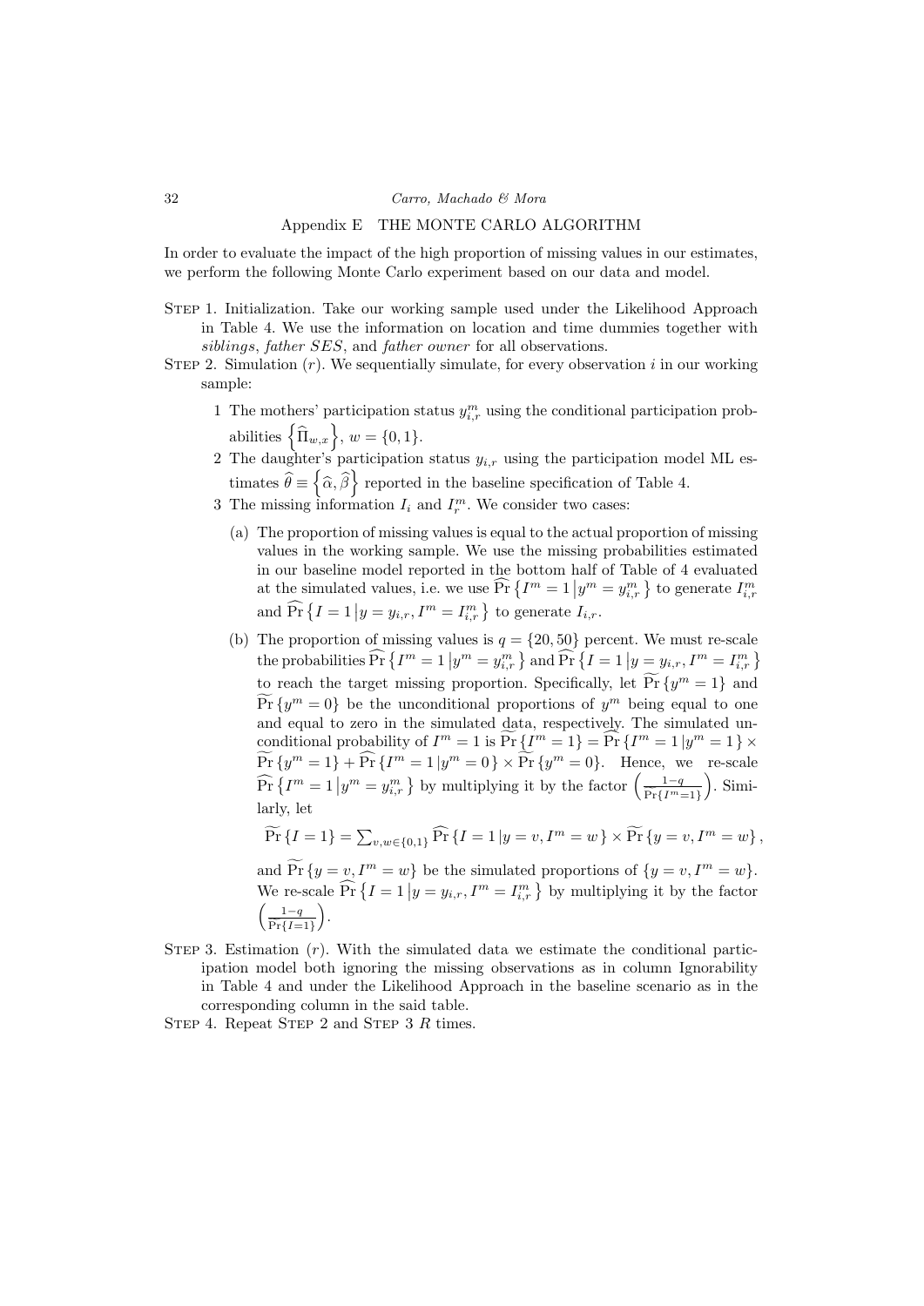## Appendix E THE MONTE CARLO ALGORITHM

In order to evaluate the impact of the high proportion of missing values in our estimates, we perform the following Monte Carlo experiment based on our data and model.

Step 1. Initialization. Take our working sample used under the Likelihood Approach in Table 4. We use the information on location and time dummies together with *siblings*, *father SES*, and *father owner* for all observations.

Step 2. Simulation ($r$). We sequentially simulate, for every observation $i$ in our working sample:

1 The mothers' participation status $y_{i,r}^m$ using the conditional participation probabilities $\left\{\widehat{\Pi}_{w,x}\right\}$, $w = \{0, 1\}$.

2 The daughter's participation status $y_{i,r}$ using the participation model ML estimates $\widehat{\theta} \equiv \left\{\widehat{\alpha}, \widehat{\beta}\right\}$ reported in the baseline specification of Table 4.

3 The missing information $I_i$ and $I_r^m$. We consider two cases:

   (a) The proportion of missing values is equal to the actual proportion of missing values in the working sample. We use the missing probabilities estimated in our baseline model reported in the bottom half of Table of 4 evaluated at the simulated values, i.e. we use $\widehat{\Pr}\left\{I^m = 1 \left| y^m = y_{i,r}^m\right.\right\}$ to generate $I_{i,r}^m$ and $\widehat{\Pr}\left\{I = 1 \left| y = y_{i,r}, I^m = I_{i,r}^m\right.\right\}$ to generate $I_{i,r}$.

   (b) The proportion of missing values is $q = \{20, 50\}$ percent. We must re-scale the probabilities $\widehat{\Pr}\left\{I^m = 1 \left| y^m = y_{i,r}^m\right.\right\}$ and $\widehat{\Pr}\left\{I = 1 \left| y = y_{i,r}, I^m = I_{i,r}^m\right.\right\}$ to reach the target missing proportion. Specifically, let $\widetilde{\Pr}\{y^m = 1\}$ and $\widetilde{\Pr}\{y^m = 0\}$ be the unconditional proportions of $y^m$ being equal to one and equal to zero in the simulated data, respectively. The simulated unconditional probability of $I^m = 1$ is $\widetilde{\Pr}\{I^m = 1\} = \widehat{\Pr}\{I^m = 1 \left| y^m = 1\right.\} \times \widetilde{\Pr}\{y^m = 1\} + \widehat{\Pr}\{I^m = 1 \left| y^m = 0\right.\} \times \widetilde{\Pr}\{y^m = 0\}$. Hence, we re-scale $\widehat{\Pr}\left\{I^m = 1 \left| y^m = y_{i,r}^m\right.\right\}$ by multiplying it by the factor $\left(\frac{1-q}{\widetilde{\Pr}\{I^m=1\}}\right)$. Similarly, let

   $$\widetilde{\Pr}\{I = 1\} = \sum_{v,w \in \{0,1\}} \widehat{\Pr}\{I = 1 \left| y = v, I^m = w\right.\} \times \widetilde{\Pr}\{y = v, I^m = w\},$$

   and $\widetilde{\Pr}\{y = v, I^m = w\}$ be the simulated proportions of $\{y = v, I^m = w\}$. We re-scale $\widehat{\Pr}\left\{I = 1 \left| y = y_{i,r}, I^m = I_{i,r}^m\right.\right\}$ by multiplying it by the factor $\left(\frac{1-q}{\widetilde{\Pr}\{I=1\}}\right)$.

Step 3. Estimation ($r$). With the simulated data we estimate the conditional participation model both ignoring the missing observations as in column Ignorability in Table 4 and under the Likelihood Approach in the baseline scenario as in the corresponding column in the said table.

Step 4. Repeat Step 2 and Step 3 $R$ times.